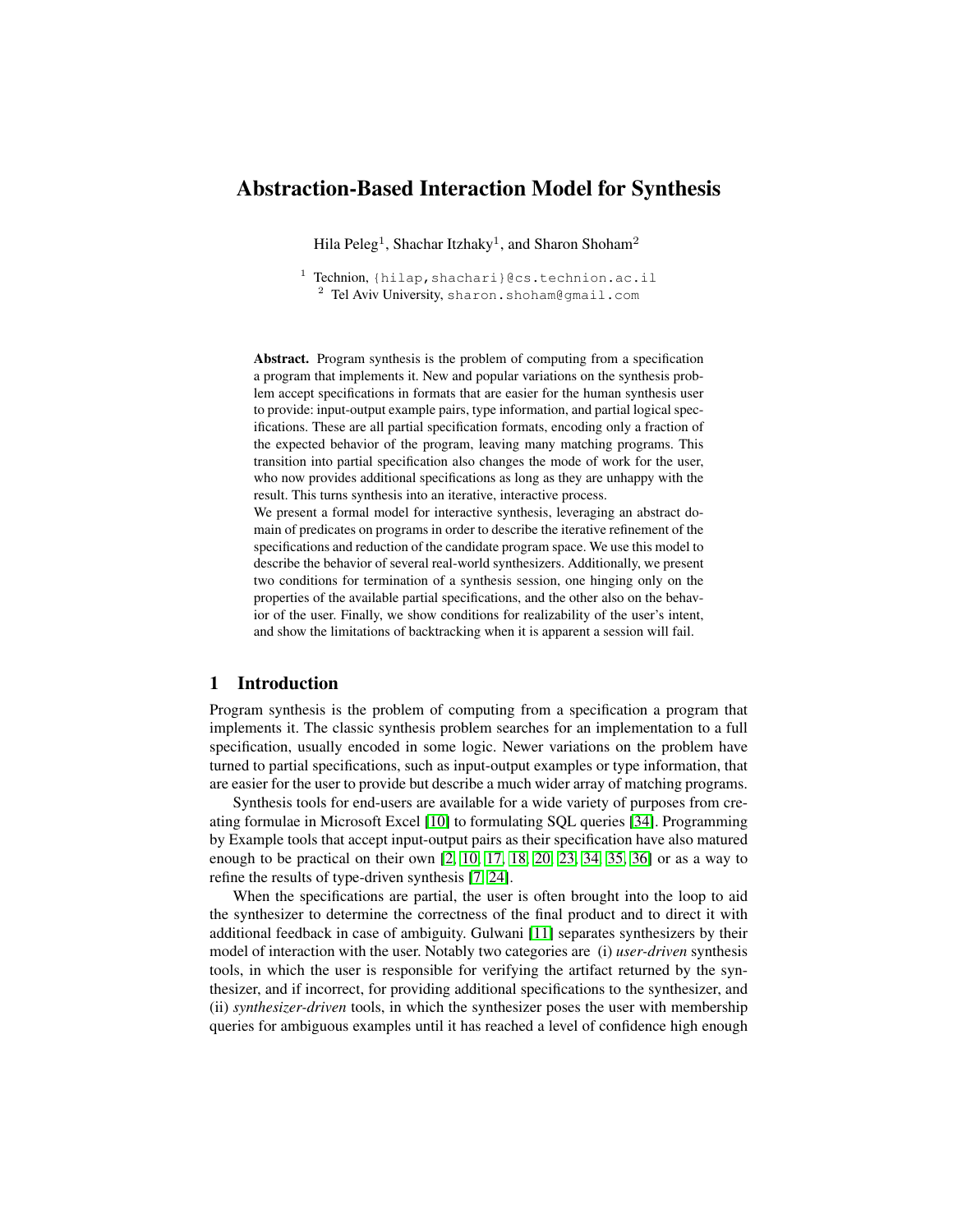# Abstraction-Based Interaction Model for Synthesis

Hila Peleg[1], Shachar Itzhaky[1], and Sharon Shoham[2]

[1] Technion, {hilap,shachari}@cs.technion.ac.il
[2] Tel Aviv University, sharon.shoham@gmail.com

**Abstract.** Program synthesis is the problem of computing from a specification a program that implements it. New and popular variations on the synthesis problem accept specifications in formats that are easier for the human synthesis user to provide: input-output example pairs, type information, and partial logical specifications. These are all partial specification formats, encoding only a fraction of the expected behavior of the program, leaving many matching programs. This transition into partial specification also changes the mode of work for the user, who now provides additional specifications as long as they are unhappy with the result. This turns synthesis into an iterative, interactive process.
We present a formal model for interactive synthesis, leveraging an abstract domain of predicates on programs in order to describe the iterative refinement of the specifications and reduction of the candidate program space. We use this model to describe the behavior of several real-world synthesizers. Additionally, we present two conditions for termination of a synthesis session, one hinging only on the properties of the available partial specifications, and the other also on the behavior of the user. Finally, we show conditions for realizability of the user's intent, and show the limitations of backtracking when it is apparent a session will fail.

## 1 Introduction

Program synthesis is the problem of computing from a specification a program that implements it. The classic synthesis problem searches for an implementation to a full specification, usually encoded in some logic. Newer variations on the problem have turned to partial specifications, such as input-output examples or type information, that are easier for the user to provide but describe a much wider array of matching programs.

Synthesis tools for end-users are available for a wide variety of purposes from creating formulae in Microsoft Excel [10] to formulating SQL queries [34]. Programming by Example tools that accept input-output pairs as their specification have also matured enough to be practical on their own [2, 10, 17, 18, 20, 23, 34, 35, 36] or as a way to refine the results of type-driven synthesis [7, 24].

When the specifications are partial, the user is often brought into the loop to aid the synthesizer to determine the correctness of the final product and to direct it with additional feedback in case of ambiguity. Gulwani [11] separates synthesizers by their model of interaction with the user. Notably two categories are (i) *user-driven* synthesis tools, in which the user is responsible for verifying the artifact returned by the synthesizer, and if incorrect, for providing additional specifications to the synthesizer, and (ii) *synthesizer-driven* tools, in which the synthesizer poses the user with membership queries for ambiguous examples until it has reached a level of confidence high enough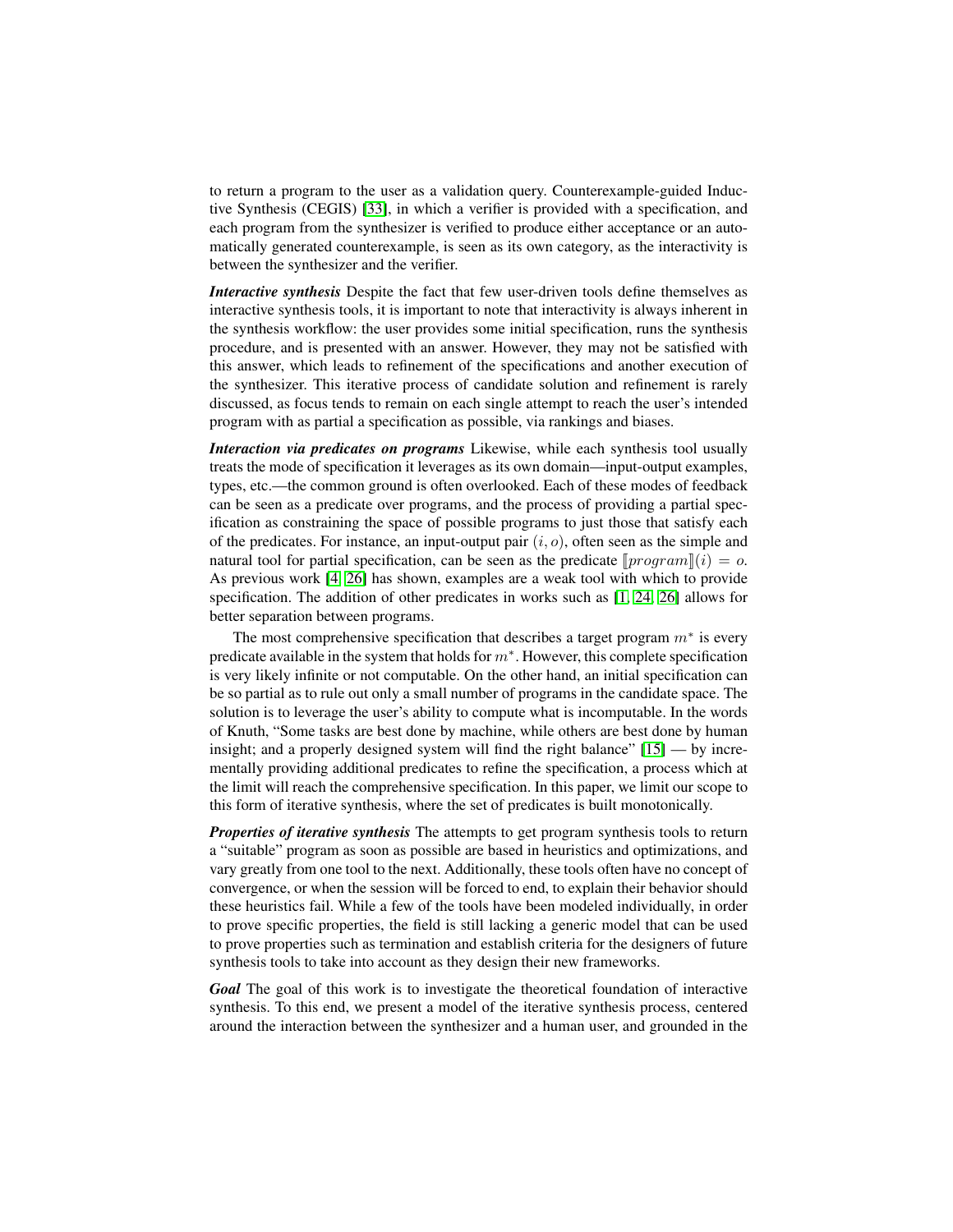to return a program to the user as a validation query. Counterexample-guided Inductive Synthesis (CEGIS) [33], in which a verifier is provided with a specification, and each program from the synthesizer is verified to produce either acceptance or an automatically generated counterexample, is seen as its own category, as the interactivity is between the synthesizer and the verifier.

***Interactive synthesis*** Despite the fact that few user-driven tools define themselves as interactive synthesis tools, it is important to note that interactivity is always inherent in the synthesis workflow: the user provides some initial specification, runs the synthesis procedure, and is presented with an answer. However, they may not be satisfied with this answer, which leads to refinement of the specifications and another execution of the synthesizer. This iterative process of candidate solution and refinement is rarely discussed, as focus tends to remain on each single attempt to reach the user's intended program with as partial a specification as possible, via rankings and biases.

***Interaction via predicates on programs*** Likewise, while each synthesis tool usually treats the mode of specification it leverages as its own domain—input-output examples, types, etc.—the common ground is often overlooked. Each of these modes of feedback can be seen as a predicate over programs, and the process of providing a partial specification as constraining the space of possible programs to just those that satisfy each of the predicates. For instance, an input-output pair $(i, o)$, often seen as the simple and natural tool for partial specification, can be seen as the predicate $[\![program]\!](i) = o$. As previous work [4, 26] has shown, examples are a weak tool with which to provide specification. The addition of other predicates in works such as [1, 24, 26] allows for better separation between programs.

The most comprehensive specification that describes a target program $m^*$ is every predicate available in the system that holds for $m^*$. However, this complete specification is very likely infinite or not computable. On the other hand, an initial specification can be so partial as to rule out only a small number of programs in the candidate space. The solution is to leverage the user's ability to compute what is incomputable. In the words of Knuth, "Some tasks are best done by machine, while others are best done by human insight; and a properly designed system will find the right balance" [15] — by incrementally providing additional predicates to refine the specification, a process which at the limit will reach the comprehensive specification. In this paper, we limit our scope to this form of iterative synthesis, where the set of predicates is built monotonically.

***Properties of iterative synthesis*** The attempts to get program synthesis tools to return a "suitable" program as soon as possible are based in heuristics and optimizations, and vary greatly from one tool to the next. Additionally, these tools often have no concept of convergence, or when the session will be forced to end, to explain their behavior should these heuristics fail. While a few of the tools have been modeled individually, in order to prove specific properties, the field is still lacking a generic model that can be used to prove properties such as termination and establish criteria for the designers of future synthesis tools to take into account as they design their new frameworks.

***Goal*** The goal of this work is to investigate the theoretical foundation of interactive synthesis. To this end, we present a model of the iterative synthesis process, centered around the interaction between the synthesizer and a human user, and grounded in the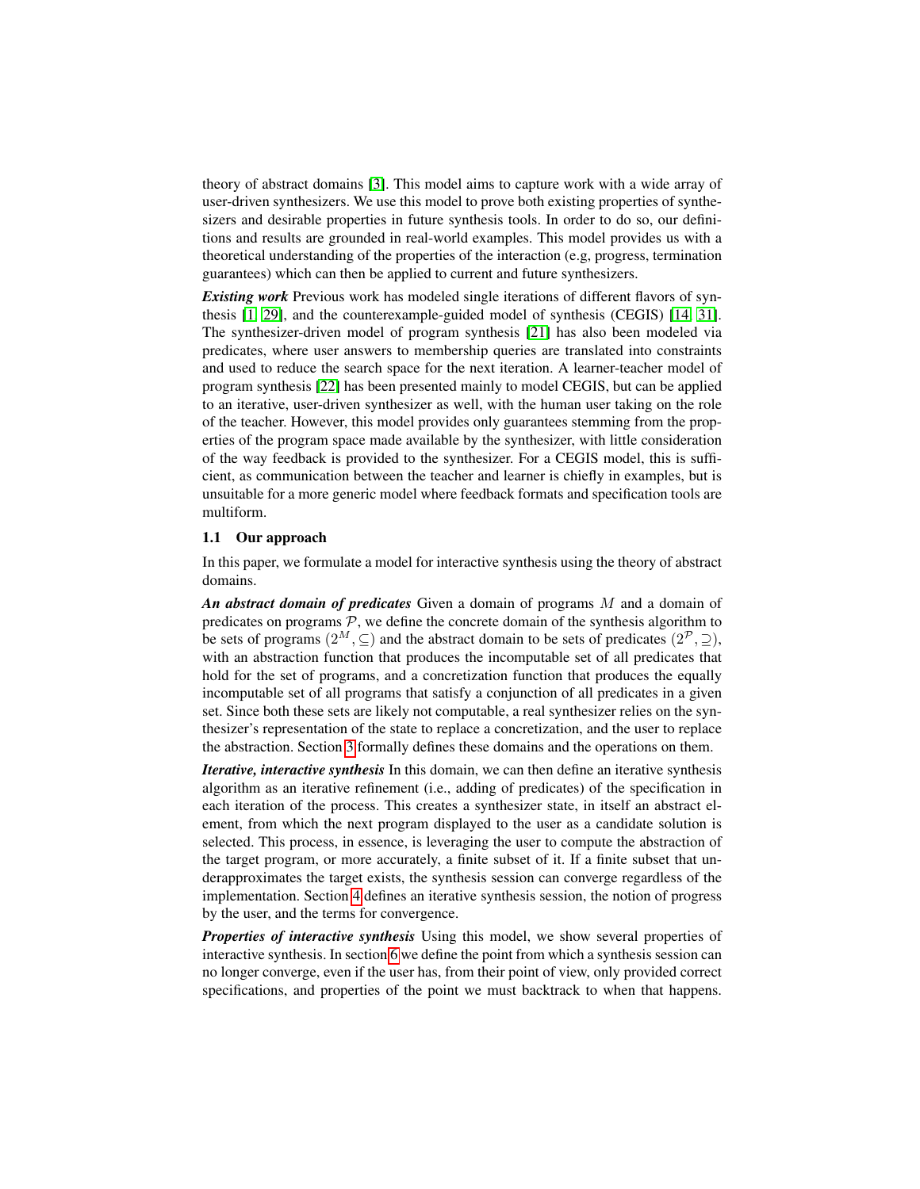theory of abstract domains [3]. This model aims to capture work with a wide array of user-driven synthesizers. We use this model to prove both existing properties of synthesizers and desirable properties in future synthesis tools. In order to do so, our definitions and results are grounded in real-world examples. This model provides us with a theoretical understanding of the properties of the interaction (e.g, progress, termination guarantees) which can then be applied to current and future synthesizers.

***Existing work*** Previous work has modeled single iterations of different flavors of synthesis [1, 29], and the counterexample-guided model of synthesis (CEGIS) [14, 31]. The synthesizer-driven model of program synthesis [21] has also been modeled via predicates, where user answers to membership queries are translated into constraints and used to reduce the search space for the next iteration. A learner-teacher model of program synthesis [22] has been presented mainly to model CEGIS, but can be applied to an iterative, user-driven synthesizer as well, with the human user taking on the role of the teacher. However, this model provides only guarantees stemming from the properties of the program space made available by the synthesizer, with little consideration of the way feedback is provided to the synthesizer. For a CEGIS model, this is sufficient, as communication between the teacher and learner is chiefly in examples, but is unsuitable for a more generic model where feedback formats and specification tools are multiform.

### 1.1 Our approach

In this paper, we formulate a model for interactive synthesis using the theory of abstract domains.

***An abstract domain of predicates*** Given a domain of programs $M$ and a domain of predicates on programs $\mathcal{P}$, we define the concrete domain of the synthesis algorithm to be sets of programs $(2^M, \subseteq)$ and the abstract domain to be sets of predicates $(2^{\mathcal{P}}, \supseteq)$, with an abstraction function that produces the incomputable set of all predicates that hold for the set of programs, and a concretization function that produces the equally incomputable set of all programs that satisfy a conjunction of all predicates in a given set. Since both these sets are likely not computable, a real synthesizer relies on the synthesizer's representation of the state to replace a concretization, and the user to replace the abstraction. Section 3 formally defines these domains and the operations on them.

***Iterative, interactive synthesis*** In this domain, we can then define an iterative synthesis algorithm as an iterative refinement (i.e., adding of predicates) of the specification in each iteration of the process. This creates a synthesizer state, in itself an abstract element, from which the next program displayed to the user as a candidate solution is selected. This process, in essence, is leveraging the user to compute the abstraction of the target program, or more accurately, a finite subset of it. If a finite subset that underapproximates the target exists, the synthesis session can converge regardless of the implementation. Section 4 defines an iterative synthesis session, the notion of progress by the user, and the terms for convergence.

***Properties of interactive synthesis*** Using this model, we show several properties of interactive synthesis. In section 6 we define the point from which a synthesis session can no longer converge, even if the user has, from their point of view, only provided correct specifications, and properties of the point we must backtrack to when that happens.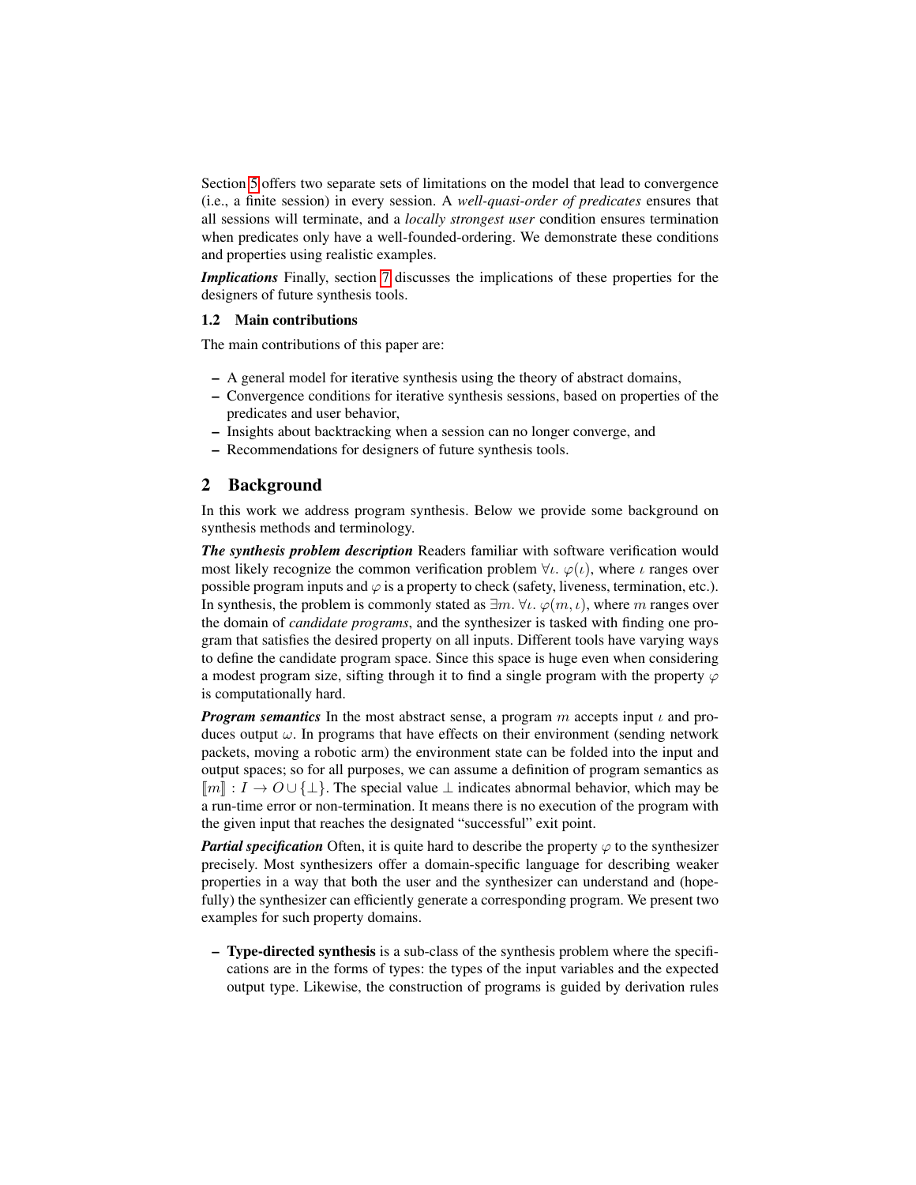Section 5 offers two separate sets of limitations on the model that lead to convergence (i.e., a finite session) in every session. A *well-quasi-order of predicates* ensures that all sessions will terminate, and a *locally strongest user* condition ensures termination when predicates only have a well-founded-ordering. We demonstrate these conditions and properties using realistic examples.

***Implications*** Finally, section 7 discusses the implications of these properties for the designers of future synthesis tools.

### 1.2 Main contributions

The main contributions of this paper are:

- A general model for iterative synthesis using the theory of abstract domains,
- Convergence conditions for iterative synthesis sessions, based on properties of the predicates and user behavior,
- Insights about backtracking when a session can no longer converge, and
- Recommendations for designers of future synthesis tools.

## 2 Background

In this work we address program synthesis. Below we provide some background on synthesis methods and terminology.

***The synthesis problem description*** Readers familiar with software verification would most likely recognize the common verification problem $\forall\iota.\ \varphi(\iota)$, where $\iota$ ranges over possible program inputs and $\varphi$ is a property to check (safety, liveness, termination, etc.). In synthesis, the problem is commonly stated as $\exists m.\ \forall\iota.\ \varphi(m,\iota)$, where $m$ ranges over the domain of *candidate programs*, and the synthesizer is tasked with finding one program that satisfies the desired property on all inputs. Different tools have varying ways to define the candidate program space. Since this space is huge even when considering a modest program size, sifting through it to find a single program with the property $\varphi$ is computationally hard.

***Program semantics*** In the most abstract sense, a program $m$ accepts input $\iota$ and produces output $\omega$. In programs that have effects on their environment (sending network packets, moving a robotic arm) the environment state can be folded into the input and output spaces; so for all purposes, we can assume a definition of program semantics as $[\![m]\!] : I \to O \cup \{\bot\}$. The special value $\bot$ indicates abnormal behavior, which may be a run-time error or non-termination. It means there is no execution of the program with the given input that reaches the designated "successful" exit point.

***Partial specification*** Often, it is quite hard to describe the property $\varphi$ to the synthesizer precisely. Most synthesizers offer a domain-specific language for describing weaker properties in a way that both the user and the synthesizer can understand and (hopefully) the synthesizer can efficiently generate a corresponding program. We present two examples for such property domains.

- **Type-directed synthesis** is a sub-class of the synthesis problem where the specifications are in the forms of types: the types of the input variables and the expected output type. Likewise, the construction of programs is guided by derivation rules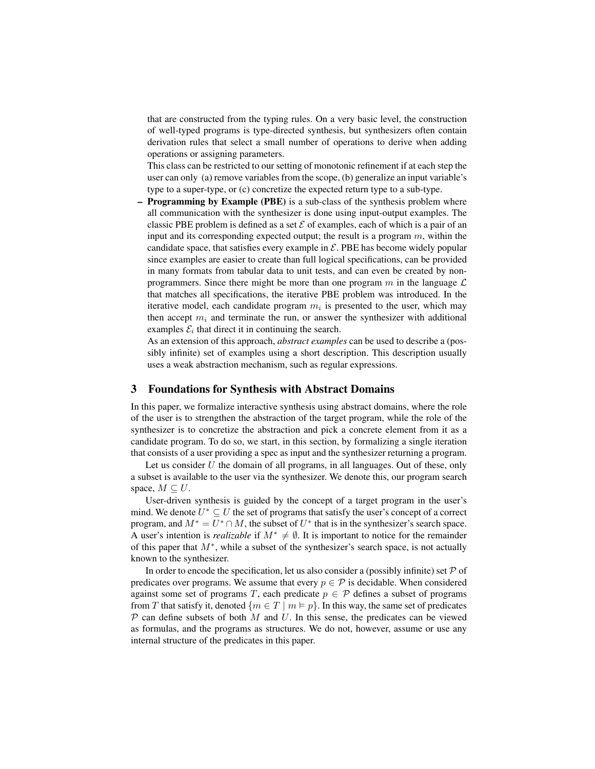that are constructed from the typing rules. On a very basic level, the construction of well-typed programs is type-directed synthesis, but synthesizers often contain derivation rules that select a small number of operations to derive when adding operations or assigning parameters.

This class can be restricted to our setting of monotonic refinement if at each step the user can only (a) remove variables from the scope, (b) generalize an input variable's type to a super-type, or (c) concretize the expected return type to a sub-type.

- **Programming by Example (PBE)** is a sub-class of the synthesis problem where all communication with the synthesizer is done using input-output examples. The classic PBE problem is defined as a set $\mathcal{E}$ of examples, each of which is a pair of an input and its corresponding expected output; the result is a program $m$, within the candidate space, that satisfies every example in $\mathcal{E}$. PBE has become widely popular since examples are easier to create than full logical specifications, can be provided in many formats from tabular data to unit tests, and can even be created by non-programmers. Since there might be more than one program $m$ in the language $\mathcal{L}$ that matches all specifications, the iterative PBE problem was introduced. In the iterative model, each candidate program $m_i$ is presented to the user, which may then accept $m_i$ and terminate the run, or answer the synthesizer with additional examples $\mathcal{E}_i$ that direct it in continuing the search.

  As an extension of this approach, *abstract examples* can be used to describe a (possibly infinite) set of examples using a short description. This description usually uses a weak abstraction mechanism, such as regular expressions.

## 3 Foundations for Synthesis with Abstract Domains

In this paper, we formalize interactive synthesis using abstract domains, where the role of the user is to strengthen the abstraction of the target program, while the role of the synthesizer is to concretize the abstraction and pick a concrete element from it as a candidate program. To do so, we start, in this section, by formalizing a single iteration that consists of a user providing a spec as input and the synthesizer returning a program.

Let us consider $U$ the domain of all programs, in all languages. Out of these, only a subset is available to the user via the synthesizer. We denote this, our program search space, $M \subseteq U$.

User-driven synthesis is guided by the concept of a target program in the user's mind. We denote $U^* \subseteq U$ the set of programs that satisfy the user's concept of a correct program, and $M^* = U^* \cap M$, the subset of $U^*$ that is in the synthesizer's search space. A user's intention is *realizable* if $M^* \neq \emptyset$. It is important to notice for the remainder of this paper that $M^*$, while a subset of the synthesizer's search space, is not actually known to the synthesizer.

In order to encode the specification, let us also consider a (possibly infinite) set $\mathcal{P}$ of predicates over programs. We assume that every $p \in \mathcal{P}$ is decidable. When considered against some set of programs $T$, each predicate $p \in \mathcal{P}$ defines a subset of programs from $T$ that satisfy it, denoted $\{m \in T \mid m \vDash p\}$. In this way, the same set of predicates $\mathcal{P}$ can define subsets of both $M$ and $U$. In this sense, the predicates can be viewed as formulas, and the programs as structures. We do not, however, assume or use any internal structure of the predicates in this paper.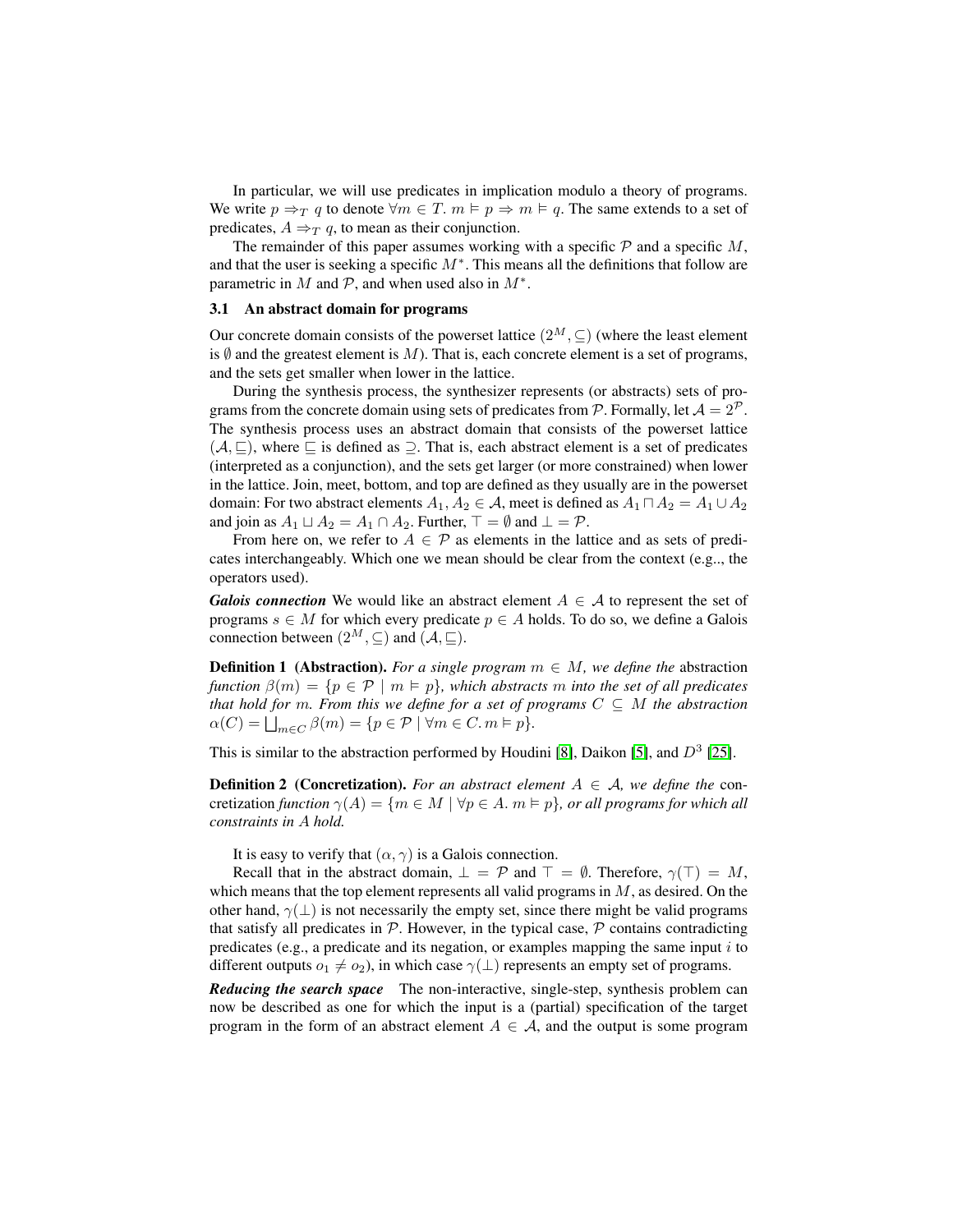In particular, we will use predicates in implication modulo a theory of programs. We write $p \Rightarrow_T q$ to denote $\forall m \in T.\ m \vDash p \Rightarrow m \vDash q$. The same extends to a set of predicates, $A \Rightarrow_T q$, to mean as their conjunction.

The remainder of this paper assumes working with a specific $\mathcal{P}$ and a specific $M$, and that the user is seeking a specific $M^*$. This means all the definitions that follow are parametric in $M$ and $\mathcal{P}$, and when used also in $M^*$.

### 3.1 An abstract domain for programs

Our concrete domain consists of the powerset lattice $(2^M, \subseteq)$ (where the least element is $\emptyset$ and the greatest element is $M$). That is, each concrete element is a set of programs, and the sets get smaller when lower in the lattice.

During the synthesis process, the synthesizer represents (or abstracts) sets of programs from the concrete domain using sets of predicates from $\mathcal{P}$. Formally, let $\mathcal{A} = 2^{\mathcal{P}}$. The synthesis process uses an abstract domain that consists of the powerset lattice $(\mathcal{A}, \sqsubseteq)$, where $\sqsubseteq$ is defined as $\supseteq$. That is, each abstract element is a set of predicates (interpreted as a conjunction), and the sets get larger (or more constrained) when lower in the lattice. Join, meet, bottom, and top are defined as they usually are in the powerset domain: For two abstract elements $A_1, A_2 \in \mathcal{A}$, meet is defined as $A_1 \sqcap A_2 = A_1 \cup A_2$ and join as $A_1 \sqcup A_2 = A_1 \cap A_2$. Further, $\top = \emptyset$ and $\bot = \mathcal{P}$.

From here on, we refer to $A \in \mathcal{P}$ as elements in the lattice and as sets of predicates interchangeably. Which one we mean should be clear from the context (e.g.., the operators used).

***Galois connection*** We would like an abstract element $A \in \mathcal{A}$ to represent the set of programs $s \in M$ for which every predicate $p \in A$ holds. To do so, we define a Galois connection between $(2^M, \subseteq)$ and $(\mathcal{A}, \sqsubseteq)$.

**Definition 1 (Abstraction).** *For a single program $m \in M$, we define the* abstraction *function $\beta(m) = \{p \in \mathcal{P} \mid m \vDash p\}$, which abstracts $m$ into the set of all predicates that hold for $m$. From this we define for a set of programs $C \subseteq M$ the abstraction $\alpha(C) = \bigsqcup_{m \in C} \beta(m) = \{p \in \mathcal{P} \mid \forall m \in C. m \vDash p\}$.*

This is similar to the abstraction performed by Houdini [8], Daikon [5], and $D^3$ [25].

**Definition 2 (Concretization).** *For an abstract element $A \in \mathcal{A}$, we define the* concretization *function $\gamma(A) = \{m \in M \mid \forall p \in A.\ m \vDash p\}$, or all programs for which all constraints in $A$ hold.*

It is easy to verify that $(\alpha, \gamma)$ is a Galois connection.

Recall that in the abstract domain, $\bot = \mathcal{P}$ and $\top = \emptyset$. Therefore, $\gamma(\top) = M$, which means that the top element represents all valid programs in $M$, as desired. On the other hand, $\gamma(\bot)$ is not necessarily the empty set, since there might be valid programs that satisfy all predicates in $\mathcal{P}$. However, in the typical case, $\mathcal{P}$ contains contradicting predicates (e.g., a predicate and its negation, or examples mapping the same input $i$ to different outputs $o_1 \neq o_2$), in which case $\gamma(\bot)$ represents an empty set of programs.

***Reducing the search space*** The non-interactive, single-step, synthesis problem can now be described as one for which the input is a (partial) specification of the target program in the form of an abstract element $A \in \mathcal{A}$, and the output is some program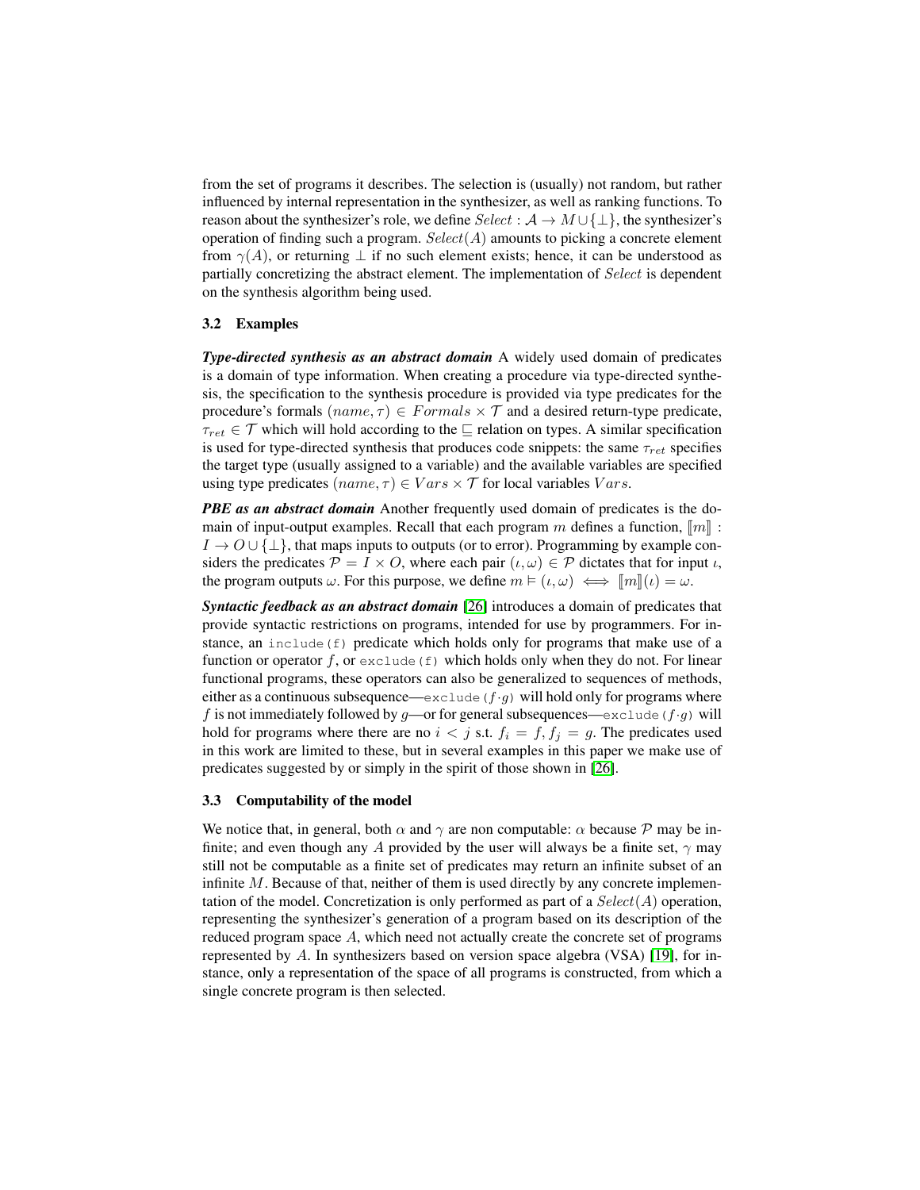from the set of programs it describes. The selection is (usually) not random, but rather influenced by internal representation in the synthesizer, as well as ranking functions. To reason about the synthesizer's role, we define $Select : \mathcal{A} \to M \cup \{\bot\}$, the synthesizer's operation of finding such a program. $Select(A)$ amounts to picking a concrete element from $\gamma(A)$, or returning $\bot$ if no such element exists; hence, it can be understood as partially concretizing the abstract element. The implementation of $Select$ is dependent on the synthesis algorithm being used.

### 3.2 Examples

***Type-directed synthesis as an abstract domain*** A widely used domain of predicates is a domain of type information. When creating a procedure via type-directed synthesis, the specification to the synthesis procedure is provided via type predicates for the procedure's formals $(name, \tau) \in Formals \times \mathcal{T}$ and a desired return-type predicate, $\tau_{ret} \in \mathcal{T}$ which will hold according to the $\sqsubseteq$ relation on types. A similar specification is used for type-directed synthesis that produces code snippets: the same $\tau_{ret}$ specifies the target type (usually assigned to a variable) and the available variables are specified using type predicates $(name, \tau) \in Vars \times \mathcal{T}$ for local variables $Vars$.

***PBE as an abstract domain*** Another frequently used domain of predicates is the domain of input-output examples. Recall that each program $m$ defines a function, $[\![m]\!] : I \to O \cup \{\bot\}$, that maps inputs to outputs (or to error). Programming by example considers the predicates $\mathcal{P} = I \times O$, where each pair $(\iota, \omega) \in \mathcal{P}$ dictates that for input $\iota$, the program outputs $\omega$. For this purpose, we define $m \vDash (\iota, \omega) \iff [\![m]\!](\iota) = \omega$.

***Syntactic feedback as an abstract domain*** [26] introduces a domain of predicates that provide syntactic restrictions on programs, intended for use by programmers. For instance, an `include(f)` predicate which holds only for programs that make use of a function or operator $f$, or `exclude(f)` which holds only when they do not. For linear functional programs, these operators can also be generalized to sequences of methods, either as a continuous subsequence—`exclude(`$f \cdot g$`)` will hold only for programs where $f$ is not immediately followed by $g$—or for general subsequences—`exclude(`$f \cdot g$`)` will hold for programs where there are no $i < j$ s.t. $f_i = f, f_j = g$. The predicates used in this work are limited to these, but in several examples in this paper we make use of predicates suggested by or simply in the spirit of those shown in [26].

### 3.3 Computability of the model

We notice that, in general, both $\alpha$ and $\gamma$ are non computable: $\alpha$ because $\mathcal{P}$ may be infinite; and even though any $A$ provided by the user will always be a finite set, $\gamma$ may still not be computable as a finite set of predicates may return an infinite subset of an infinite $M$. Because of that, neither of them is used directly by any concrete implementation of the model. Concretization is only performed as part of a $Select(A)$ operation, representing the synthesizer's generation of a program based on its description of the reduced program space $A$, which need not actually create the concrete set of programs represented by $A$. In synthesizers based on version space algebra (VSA) [19], for instance, only a representation of the space of all programs is constructed, from which a single concrete program is then selected.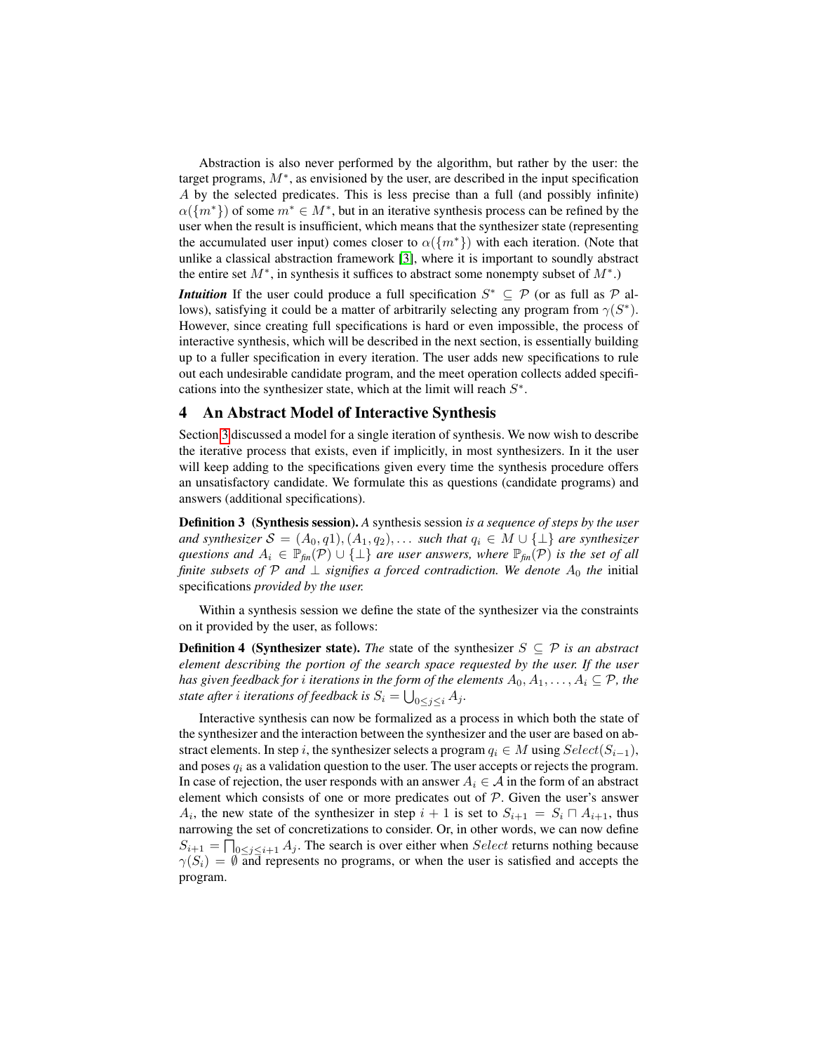Abstraction is also never performed by the algorithm, but rather by the user: the target programs, $M^*$, as envisioned by the user, are described in the input specification $A$ by the selected predicates. This is less precise than a full (and possibly infinite) $\alpha(\{m^*\})$ of some $m^* \in M^*$, but in an iterative synthesis process can be refined by the user when the result is insufficient, which means that the synthesizer state (representing the accumulated user input) comes closer to $\alpha(\{m^*\})$ with each iteration. (Note that unlike a classical abstraction framework [3], where it is important to soundly abstract the entire set $M^*$, in synthesis it suffices to abstract some nonempty subset of $M^*$.)

***Intuition*** If the user could produce a full specification $S^* \subseteq \mathcal{P}$ (or as full as $\mathcal{P}$ allows), satisfying it could be a matter of arbitrarily selecting any program from $\gamma(S^*)$. However, since creating full specifications is hard or even impossible, the process of interactive synthesis, which will be described in the next section, is essentially building up to a fuller specification in every iteration. The user adds new specifications to rule out each undesirable candidate program, and the meet operation collects added specifications into the synthesizer state, which at the limit will reach $S^*$.

## 4 An Abstract Model of Interactive Synthesis

Section 3 discussed a model for a single iteration of synthesis. We now wish to describe the iterative process that exists, even if implicitly, in most synthesizers. In it the user will keep adding to the specifications given every time the synthesis procedure offers an unsatisfactory candidate. We formulate this as questions (candidate programs) and answers (additional specifications).

**Definition 3 (Synthesis session).** *A* synthesis session *is a sequence of steps by the user and synthesizer $\mathcal{S} = (A_0, q1), (A_1, q_2), \ldots$ such that $q_i \in M \cup \{\bot\}$ are synthesizer questions and $A_i \in \mathbb{P}_{fin}(\mathcal{P}) \cup \{\bot\}$ are user answers, where $\mathbb{P}_{fin}(\mathcal{P})$ is the set of all finite subsets of $\mathcal{P}$ and $\bot$ signifies a forced contradiction. We denote $A_0$ the* initial specifications *provided by the user.*

Within a synthesis session we define the state of the synthesizer via the constraints on it provided by the user, as follows:

**Definition 4 (Synthesizer state).** *The* state of the synthesizer *$S \subseteq \mathcal{P}$ is an abstract element describing the portion of the search space requested by the user. If the user has given feedback for $i$ iterations in the form of the elements $A_0, A_1, \ldots, A_i \subseteq \mathcal{P}$, the state after $i$ iterations of feedback is $S_i = \bigcup_{0 \leq j \leq i} A_j$.*

Interactive synthesis can now be formalized as a process in which both the state of the synthesizer and the interaction between the synthesizer and the user are based on abstract elements. In step $i$, the synthesizer selects a program $q_i \in M$ using $Select(S_{i-1})$, and poses $q_i$ as a validation question to the user. The user accepts or rejects the program. In case of rejection, the user responds with an answer $A_i \in \mathcal{A}$ in the form of an abstract element which consists of one or more predicates out of $\mathcal{P}$. Given the user's answer $A_i$, the new state of the synthesizer in step $i+1$ is set to $S_{i+1} = S_i \sqcap A_{i+1}$, thus narrowing the set of concretizations to consider. Or, in other words, we can now define $S_{i+1} = \bigsqcap_{0 \leq j \leq i+1} A_j$. The search is over either when $Select$ returns nothing because $\gamma(S_i) = \emptyset$ and represents no programs, or when the user is satisfied and accepts the program.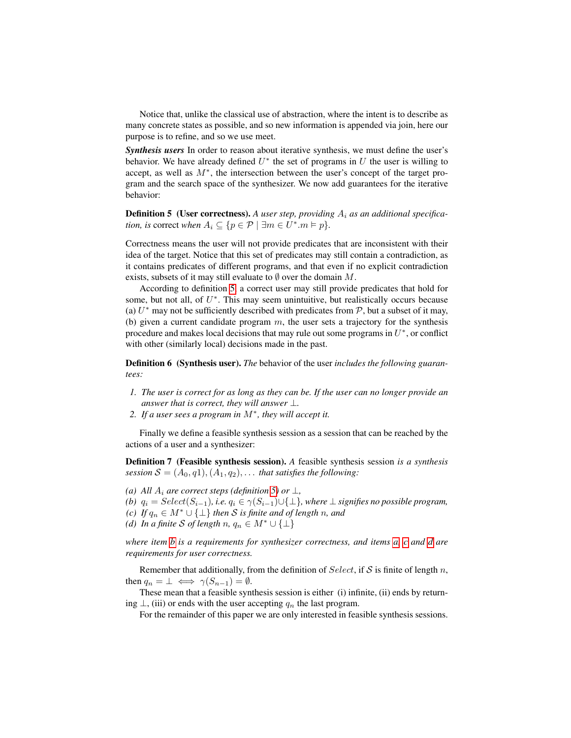Notice that, unlike the classical use of abstraction, where the intent is to describe as many concrete states as possible, and so new information is appended via join, here our purpose is to refine, and so we use meet.

***Synthesis users*** In order to reason about iterative synthesis, we must define the user's behavior. We have already defined $U^*$ the set of programs in $U$ the user is willing to accept, as well as $M^*$, the intersection between the user's concept of the target program and the search space of the synthesizer. We now add guarantees for the iterative behavior:

**Definition 5 (User correctness).** *A user step, providing $A_i$ as an additional specification, is* correct *when $A_i \subseteq \{p \in \mathcal{P} \mid \exists m \in U^*. m \vDash p\}$.*

Correctness means the user will not provide predicates that are inconsistent with their idea of the target. Notice that this set of predicates may still contain a contradiction, as it contains predicates of different programs, and that even if no explicit contradiction exists, subsets of it may still evaluate to $\emptyset$ over the domain $M$.

According to definition 5, a correct user may still provide predicates that hold for some, but not all, of $U^*$. This may seem unintuitive, but realistically occurs because (a) $U^*$ may not be sufficiently described with predicates from $\mathcal{P}$, but a subset of it may, (b) given a current candidate program $m$, the user sets a trajectory for the synthesis procedure and makes local decisions that may rule out some programs in $U^*$, or conflict with other (similarly local) decisions made in the past.

**Definition 6 (Synthesis user).** *The* behavior of the user *includes the following guarantees:*

1. *The user is correct for as long as they can be. If the user can no longer provide an answer that is correct, they will answer $\bot$.*
2. *If a user sees a program in $M^*$, they will accept it.*

Finally we define a feasible synthesis session as a session that can be reached by the actions of a user and a synthesizer:

**Definition 7 (Feasible synthesis session).** *A* feasible synthesis session *is a synthesis session $\mathcal{S} = (A_0, q1), (A_1, q_2), \ldots$ that satisfies the following:*

*(a) All $A_i$ are correct steps (definition 5) or $\bot$,*
*(b) $q_i = Select(S_{i-1})$, i.e. $q_i \in \gamma(S_{i-1}) \cup \{\bot\}$, where $\bot$ signifies no possible program,*
*(c) If $q_n \in M^* \cup \{\bot\}$ then $\mathcal{S}$ is finite and of length $n$, and*
*(d) In a finite $\mathcal{S}$ of length $n$, $q_n \in M^* \cup \{\bot\}$*

*where item b is a requirements for synthesizer correctness, and items a, c and d are requirements for user correctness.*

Remember that additionally, from the definition of $Select$, if $\mathcal{S}$ is finite of length $n$, then $q_n = \bot \iff \gamma(S_{n-1}) = \emptyset$.

These mean that a feasible synthesis session is either (i) infinite, (ii) ends by returning $\bot$, (iii) or ends with the user accepting $q_n$ the last program.

For the remainder of this paper we are only interested in feasible synthesis sessions.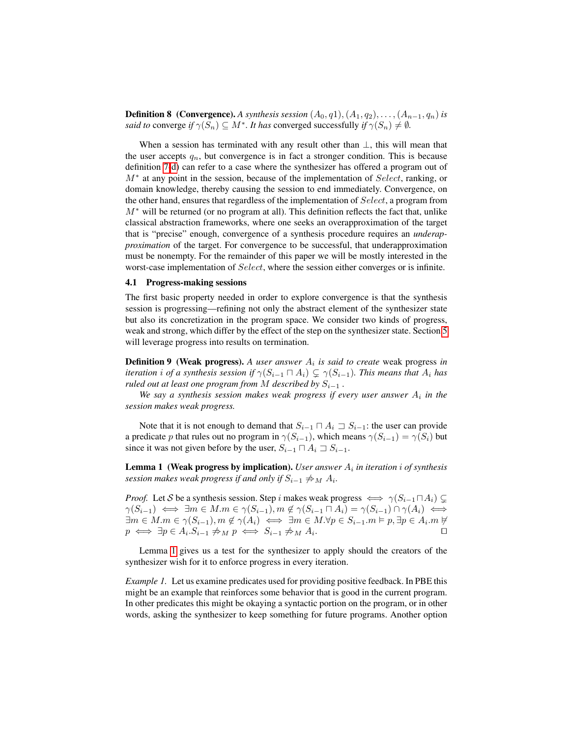**Definition 8 (Convergence).** *A synthesis session* $(A_0, q1), (A_1, q_2), \ldots, (A_{n-1}, q_n)$ *is said to* converge *if* $\gamma(S_n) \subseteq M^*$. *It has* converged successfully *if* $\gamma(S_n) \neq \emptyset$.

When a session has terminated with any result other than $\bot$, this will mean that the user accepts $q_n$, but convergence is in fact a stronger condition. This is because definition 7(d) can refer to a case where the synthesizer has offered a program out of $M^*$ at any point in the session, because of the implementation of $Select$, ranking, or domain knowledge, thereby causing the session to end immediately. Convergence, on the other hand, ensures that regardless of the implementation of $Select$, a program from $M^*$ will be returned (or no program at all). This definition reflects the fact that, unlike classical abstraction frameworks, where one seeks an overapproximation of the target that is "precise" enough, convergence of a synthesis procedure requires an *underapproximation* of the target. For convergence to be successful, that underapproximation must be nonempty. For the remainder of this paper we will be mostly interested in the worst-case implementation of $Select$, where the session either converges or is infinite.

### 4.1 Progress-making sessions

The first basic property needed in order to explore convergence is that the synthesis session is progressing—refining not only the abstract element of the synthesizer state but also its concretization in the program space. We consider two kinds of progress, weak and strong, which differ by the effect of the step on the synthesizer state. Section 5 will leverage progress into results on termination.

**Definition 9 (Weak progress).** *A user answer* $A_i$ *is said to create* weak progress *in iteration* $i$ *of a synthesis session if* $\gamma(S_{i-1} \sqcap A_i) \subsetneq \gamma(S_{i-1})$. *This means that* $A_i$ *has ruled out at least one program from* $M$ *described by* $S_{i-1}$ .

*We say a synthesis session makes weak progress if every user answer* $A_i$ *in the session makes weak progress.*

Note that it is not enough to demand that $S_{i-1} \sqcap A_i \sqsupset S_{i-1}$: the user can provide a predicate $p$ that rules out no program in $\gamma(S_{i-1})$, which means $\gamma(S_{i-1}) = \gamma(S_i)$ but since it was not given before by the user, $S_{i-1} \sqcap A_i \sqsupset S_{i-1}$.

**Lemma 1 (Weak progress by implication).** *User answer* $A_i$ *in iteration* $i$ *of synthesis session makes weak progress if and only if* $S_{i-1} \not\Rightarrow_M A_i$.

*Proof.* Let $\mathcal{S}$ be a synthesis session. Step $i$ makes weak progress $\iff \gamma(S_{i-1} \sqcap A_i) \subsetneq \gamma(S_{i-1}) \iff \exists m \in M. m \in \gamma(S_{i-1}), m \notin \gamma(S_{i-1} \sqcap A_i) = \gamma(S_{i-1}) \cap \gamma(A_i) \iff \exists m \in M. m \in \gamma(S_{i-1}), m \notin \gamma(A_i) \iff \exists m \in M. \forall p \in S_{i-1}. m \vDash p, \exists p \in A_i. m \nvDash p \iff \exists p \in A_i. S_{i-1} \not\Rightarrow_M p \iff S_{i-1} \not\Rightarrow_M A_i$. $\square$

Lemma 1 gives us a test for the synthesizer to apply should the creators of the synthesizer wish for it to enforce progress in every iteration.

*Example 1.* Let us examine predicates used for providing positive feedback. In PBE this might be an example that reinforces some behavior that is good in the current program. In other predicates this might be okaying a syntactic portion on the program, or in other words, asking the synthesizer to keep something for future programs. Another option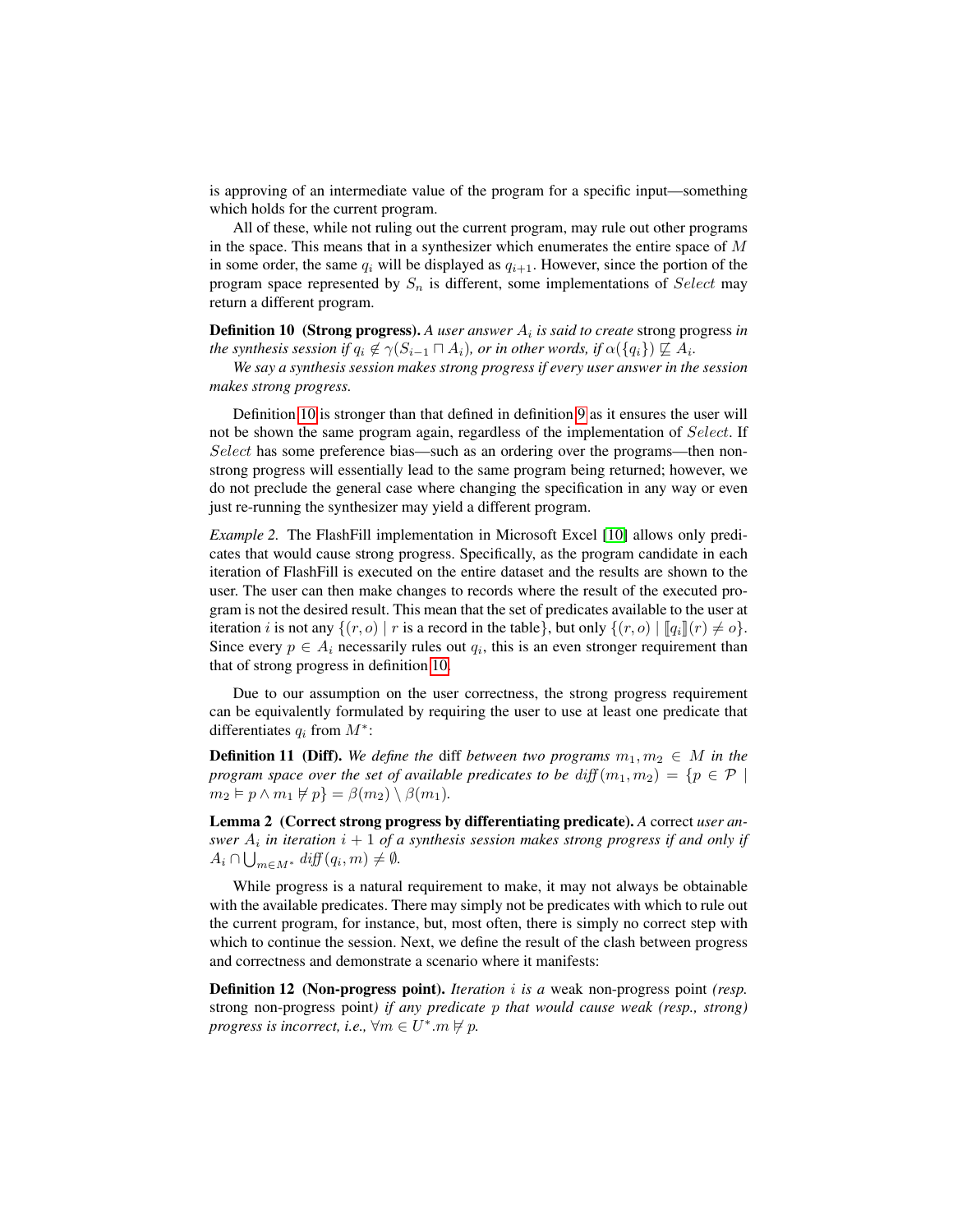is approving of an intermediate value of the program for a specific input—something which holds for the current program.

All of these, while not ruling out the current program, may rule out other programs in the space. This means that in a synthesizer which enumerates the entire space of $M$ in some order, the same $q_i$ will be displayed as $q_{i+1}$. However, since the portion of the program space represented by $S_n$ is different, some implementations of $Select$ may return a different program.

**Definition 10 (Strong progress).** *A user answer $A_i$ is said to create* strong progress *in the synthesis session if $q_i \notin \gamma(S_{i-1} \sqcap A_i)$, or in other words, if $\alpha(\{q_i\}) \not\sqsubseteq A_i$.*

*We say a synthesis session makes strong progress if every user answer in the session makes strong progress.*

Definition 10 is stronger than that defined in definition 9 as it ensures the user will not be shown the same program again, regardless of the implementation of $Select$. If $Select$ has some preference bias—such as an ordering over the programs—then non-strong progress will essentially lead to the same program being returned; however, we do not preclude the general case where changing the specification in any way or even just re-running the synthesizer may yield a different program.

*Example 2.* The FlashFill implementation in Microsoft Excel [10] allows only predicates that would cause strong progress. Specifically, as the program candidate in each iteration of FlashFill is executed on the entire dataset and the results are shown to the user. The user can then make changes to records where the result of the executed program is not the desired result. This mean that the set of predicates available to the user at iteration $i$ is not any $\{(r, o) \mid r \text{ is a record in the table}\}$, but only $\{(r, o) \mid [\![q_i]\!](r) \neq o\}$. Since every $p \in A_i$ necessarily rules out $q_i$, this is an even stronger requirement than that of strong progress in definition 10.

Due to our assumption on the user correctness, the strong progress requirement can be equivalently formulated by requiring the user to use at least one predicate that differentiates $q_i$ from $M^*$:

**Definition 11 (Diff).** *We define the* diff *between two programs $m_1, m_2 \in M$ in the program space over the set of available predicates to be $diff(m_1, m_2) = \{p \in \mathcal{P} \mid m_2 \vDash p \wedge m_1 \nvDash p\} = \beta(m_2) \setminus \beta(m_1)$.*

**Lemma 2 (Correct strong progress by differentiating predicate).** *A* correct *user answer $A_i$ in iteration $i + 1$ of a synthesis session makes strong progress if and only if $A_i \cap \bigcup_{m \in M^*} diff(q_i, m) \neq \emptyset$.*

While progress is a natural requirement to make, it may not always be obtainable with the available predicates. There may simply not be predicates with which to rule out the current program, for instance, but, most often, there is simply no correct step with which to continue the session. Next, we define the result of the clash between progress and correctness and demonstrate a scenario where it manifests:

**Definition 12 (Non-progress point).** *Iteration $i$ is a* weak non-progress point *(resp.* strong non-progress point*) if any predicate $p$ that would cause weak (resp., strong) progress is incorrect, i.e., $\forall m \in U^*. m \nvDash p$.*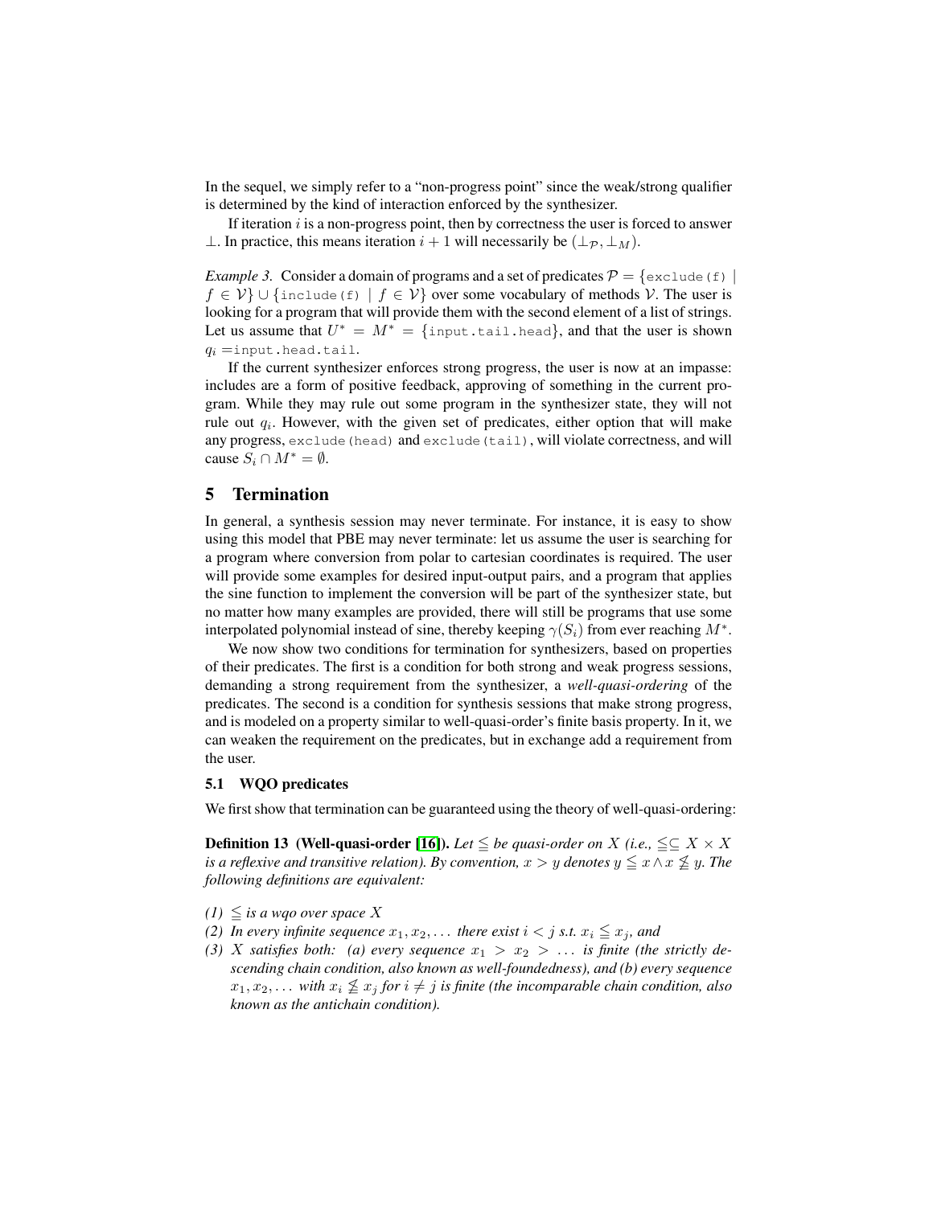In the sequel, we simply refer to a "non-progress point" since the weak/strong qualifier is determined by the kind of interaction enforced by the synthesizer.

If iteration $i$ is a non-progress point, then by correctness the user is forced to answer $\perp$. In practice, this means iteration $i+1$ will necessarily be $(\perp_{\mathcal{P}}, \perp_M)$.

*Example 3.* Consider a domain of programs and a set of predicates $\mathcal{P} = \{\texttt{exclude(f)} \mid f \in \mathcal{V}\} \cup \{\texttt{include(f)} \mid f \in \mathcal{V}\}$ over some vocabulary of methods $\mathcal{V}$. The user is looking for a program that will provide them with the second element of a list of strings. Let us assume that $U^* = M^* = \{\texttt{input.tail.head}\}$, and that the user is shown $q_i = \texttt{input.head.tail}$.

If the current synthesizer enforces strong progress, the user is now at an impasse: includes are a form of positive feedback, approving of something in the current program. While they may rule out some program in the synthesizer state, they will not rule out $q_i$. However, with the given set of predicates, either option that will make any progress, `exclude(head)` and `exclude(tail)`, will violate correctness, and will cause $S_i \cap M^* = \emptyset$.

## 5 Termination

In general, a synthesis session may never terminate. For instance, it is easy to show using this model that PBE may never terminate: let us assume the user is searching for a program where conversion from polar to cartesian coordinates is required. The user will provide some examples for desired input-output pairs, and a program that applies the sine function to implement the conversion will be part of the synthesizer state, but no matter how many examples are provided, there will still be programs that use some interpolated polynomial instead of sine, thereby keeping $\gamma(S_i)$ from ever reaching $M^*$.

We now show two conditions for termination for synthesizers, based on properties of their predicates. The first is a condition for both strong and weak progress sessions, demanding a strong requirement from the synthesizer, a *well-quasi-ordering* of the predicates. The second is a condition for synthesis sessions that make strong progress, and is modeled on a property similar to well-quasi-order's finite basis property. In it, we can weaken the requirement on the predicates, but in exchange add a requirement from the user.

### 5.1 WQO predicates

We first show that termination can be guaranteed using the theory of well-quasi-ordering:

**Definition 13 (Well-quasi-order [16]).** *Let $\leqq$ be quasi-order on $X$ (i.e., $\leqq \subseteq X \times X$ is a reflexive and transitive relation). By convention, $x > y$ denotes $y \leqq x \wedge x \nleqq y$. The following definitions are equivalent:*

*(1) $\leqq$ is a wqo over space $X$*
*(2) In every infinite sequence $x_1, x_2, \ldots$ there exist $i < j$ s.t. $x_i \leqq x_j$, and*
*(3) $X$ satisfies both: (a) every sequence $x_1 > x_2 > \ldots$ is finite (the strictly descending chain condition, also known as well-foundedness), and (b) every sequence $x_1, x_2, \ldots$ with $x_i \nleqq x_j$ for $i \neq j$ is finite (the incomparable chain condition, also known as the antichain condition).*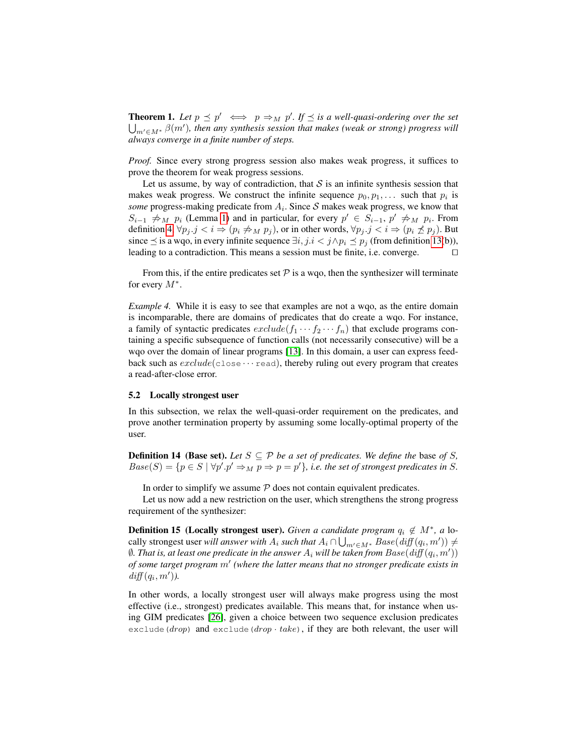**Theorem 1.** *Let $p \preceq p' \iff p \Rightarrow_M p'$. If $\preceq$ is a well-quasi-ordering over the set $\bigcup_{m' \in M^*} \beta(m')$, then any synthesis session that makes (weak or strong) progress will always converge in a finite number of steps.*

*Proof.* Since every strong progress session also makes weak progress, it suffices to prove the theorem for weak progress sessions.

Let us assume, by way of contradiction, that $\mathcal{S}$ is an infinite synthesis session that makes weak progress. We construct the infinite sequence $p_0, p_1, \ldots$ such that $p_i$ is *some* progress-making predicate from $A_i$. Since $\mathcal{S}$ makes weak progress, we know that $S_{i-1} \not\Rightarrow_M p_i$ (Lemma 1) and in particular, for every $p' \in S_{i-1}$, $p' \not\Rightarrow_M p_i$. From definition 4, $\forall p_j . j < i \Rightarrow (p_i \not\Rightarrow_M p_j)$, or in other words, $\forall p_j . j < i \Rightarrow (p_i \not\preceq p_j)$. But since $\preceq$ is a wqo, in every infinite sequence $\exists i, j . i < j \wedge p_i \preceq p_j$ (from definition 13(b)), leading to a contradiction. This means a session must be finite, i.e. converge. □

From this, if the entire predicates set $\mathcal{P}$ is a wqo, then the synthesizer will terminate for every $M^*$.

*Example 4.* While it is easy to see that examples are not a wqo, as the entire domain is incomparable, there are domains of predicates that do create a wqo. For instance, a family of syntactic predicates $exclude(f_1 \cdots f_2 \cdots f_n)$ that exclude programs containing a specific subsequence of function calls (not necessarily consecutive) will be a wqo over the domain of linear programs [13]. In this domain, a user can express feedback such as $exclude(\texttt{close} \cdots \texttt{read})$, thereby ruling out every program that creates a read-after-close error.

### 5.2 Locally strongest user

In this subsection, we relax the well-quasi-order requirement on the predicates, and prove another termination property by assuming some locally-optimal property of the user.

**Definition 14 (Base set).** *Let $S \subseteq \mathcal{P}$ be a set of predicates. We define the* base *of $S$, $Base(S) = \{p \in S \mid \forall p' . p' \Rightarrow_M p \Rightarrow p = p'\}$, i.e. the set of strongest predicates in $S$.*

In order to simplify we assume $\mathcal{P}$ does not contain equivalent predicates.

Let us now add a new restriction on the user, which strengthens the strong progress requirement of the synthesizer:

**Definition 15 (Locally strongest user).** *Given a candidate program $q_i \notin M^*$, a* locally strongest user *will answer with $A_i$ such that $A_i \cap \bigcup_{m' \in M^*} Base(diff(q_i, m')) \neq \emptyset$. That is, at least one predicate in the answer $A_i$ will be taken from $Base(diff(q_i, m'))$ of some target program $m'$ (where the latter means that no stronger predicate exists in $diff(q_i, m')$).*

In other words, a locally strongest user will always make progress using the most effective (i.e., strongest) predicates available. This means that, for instance when using GIM predicates [26], given a choice between two sequence exclusion predicates $\texttt{exclude(}drop\texttt{)}$ and $\texttt{exclude(}drop \cdot take\texttt{)}$, if they are both relevant, the user will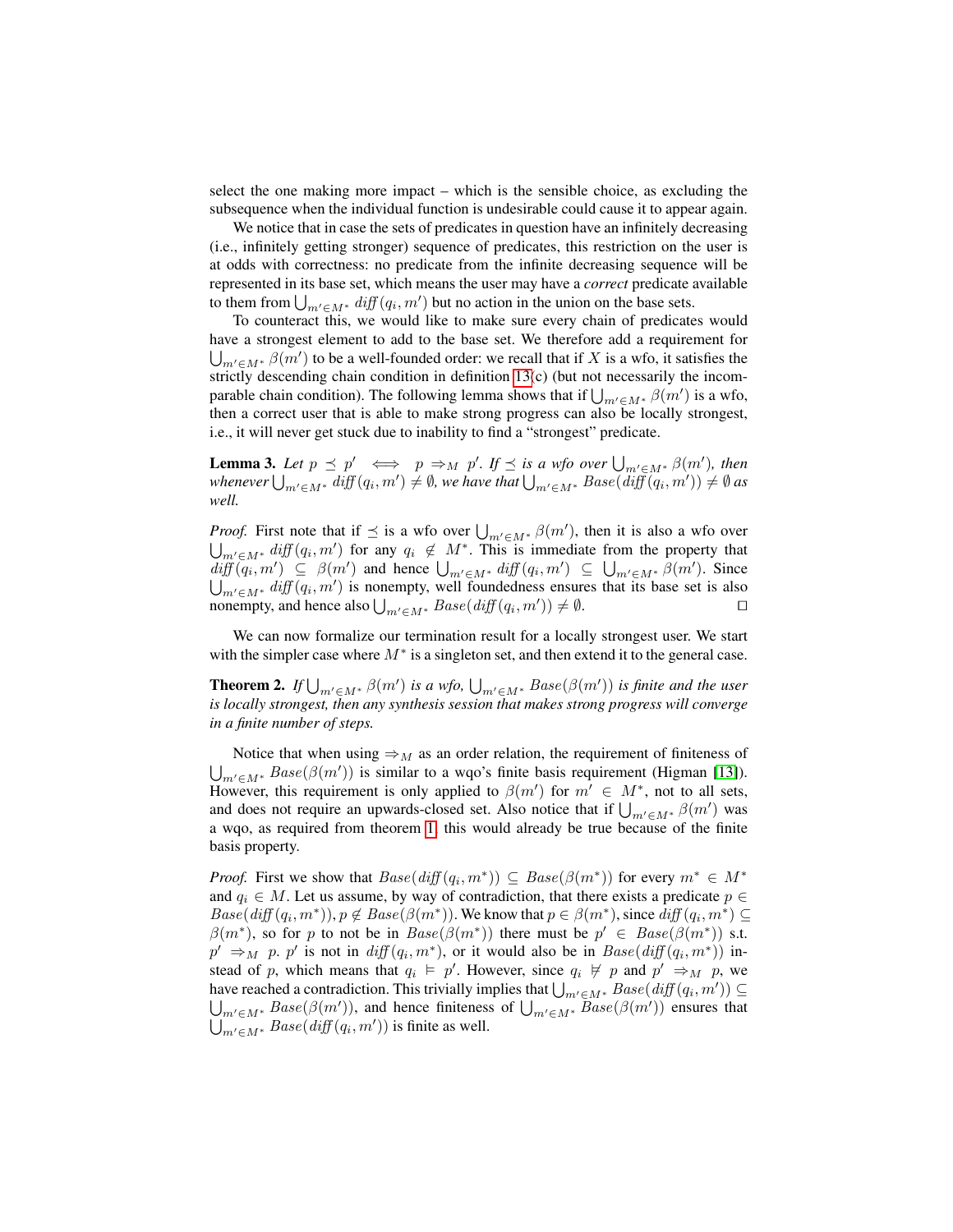select the one making more impact – which is the sensible choice, as excluding the subsequence when the individual function is undesirable could cause it to appear again.

We notice that in case the sets of predicates in question have an infinitely decreasing (i.e., infinitely getting stronger) sequence of predicates, this restriction on the user is at odds with correctness: no predicate from the infinite decreasing sequence will be represented in its base set, which means the user may have a *correct* predicate available to them from $\bigcup_{m' \in M^*} \mathit{diff}(q_i, m')$ but no action in the union on the base sets.

To counteract this, we would like to make sure every chain of predicates would have a strongest element to add to the base set. We therefore add a requirement for $\bigcup_{m' \in M^*} \beta(m')$ to be a well-founded order: we recall that if $X$ is a wfo, it satisfies the strictly descending chain condition in definition 13(c) (but not necessarily the incomparable chain condition). The following lemma shows that if $\bigcup_{m' \in M^*} \beta(m')$ is a wfo, then a correct user that is able to make strong progress can also be locally strongest, i.e., it will never get stuck due to inability to find a "strongest" predicate.

**Lemma 3.** *Let $p \preceq p' \iff p \Rightarrow_M p'$. If $\preceq$ is a wfo over $\bigcup_{m' \in M^*} \beta(m')$, then whenever $\bigcup_{m' \in M^*} \mathit{diff}(q_i, m') \neq \emptyset$, we have that $\bigcup_{m' \in M^*} \mathit{Base}(\mathit{diff}(q_i, m')) \neq \emptyset$ as well.*

*Proof.* First note that if $\preceq$ is a wfo over $\bigcup_{m' \in M^*} \beta(m')$, then it is also a wfo over $\bigcup_{m' \in M^*} \mathit{diff}(q_i, m')$ for any $q_i \not\in M^*$. This is immediate from the property that $\mathit{diff}(q_i, m') \subseteq \beta(m')$ and hence $\bigcup_{m' \in M^*} \mathit{diff}(q_i, m') \subseteq \bigcup_{m' \in M^*} \beta(m')$. Since $\bigcup_{m' \in M^*} \mathit{diff}(q_i, m')$ is nonempty, well foundedness ensures that its base set is also nonempty, and hence also $\bigcup_{m' \in M^*} \mathit{Base}(\mathit{diff}(q_i, m')) \neq \emptyset$. ◻

We can now formalize our termination result for a locally strongest user. We start with the simpler case where $M^*$ is a singleton set, and then extend it to the general case.

**Theorem 2.** *If $\bigcup_{m' \in M^*} \beta(m')$ is a wfo, $\bigcup_{m' \in M^*} \mathit{Base}(\beta(m'))$ is finite and the user is locally strongest, then any synthesis session that makes strong progress will converge in a finite number of steps.*

Notice that when using $\Rightarrow_M$ as an order relation, the requirement of finiteness of $\bigcup_{m' \in M^*} \mathit{Base}(\beta(m'))$ is similar to a wqo's finite basis requirement (Higman [13]). However, this requirement is only applied to $\beta(m')$ for $m' \in M^*$, not to all sets, and does not require an upwards-closed set. Also notice that if $\bigcup_{m' \in M^*} \beta(m')$ was a wqo, as required from theorem 1, this would already be true because of the finite basis property.

*Proof.* First we show that $\mathit{Base}(\mathit{diff}(q_i, m^*)) \subseteq \mathit{Base}(\beta(m^*))$ for every $m^* \in M^*$ and $q_i \in M$. Let us assume, by way of contradiction, that there exists a predicate $p \in \mathit{Base}(\mathit{diff}(q_i, m^*)), p \not\in \mathit{Base}(\beta(m^*))$. We know that $p \in \beta(m^*)$, since $\mathit{diff}(q_i, m^*) \subseteq \beta(m^*)$, so for $p$ to not be in $\mathit{Base}(\beta(m^*))$ there must be $p' \in \mathit{Base}(\beta(m^*))$ s.t. $p' \Rightarrow_M p$. $p'$ is not in $\mathit{diff}(q_i, m^*)$, or it would also be in $\mathit{Base}(\mathit{diff}(q_i, m^*))$ instead of $p$, which means that $q_i \vDash p'$. However, since $q_i \not\vDash p$ and $p' \Rightarrow_M p$, we have reached a contradiction. This trivially implies that $\bigcup_{m' \in M^*} \mathit{Base}(\mathit{diff}(q_i, m')) \subseteq \bigcup_{m' \in M^*} \mathit{Base}(\beta(m'))$, and hence finiteness of $\bigcup_{m' \in M^*} \mathit{Base}(\beta(m'))$ ensures that $\bigcup_{m' \in M^*} \mathit{Base}(\mathit{diff}(q_i, m'))$ is finite as well.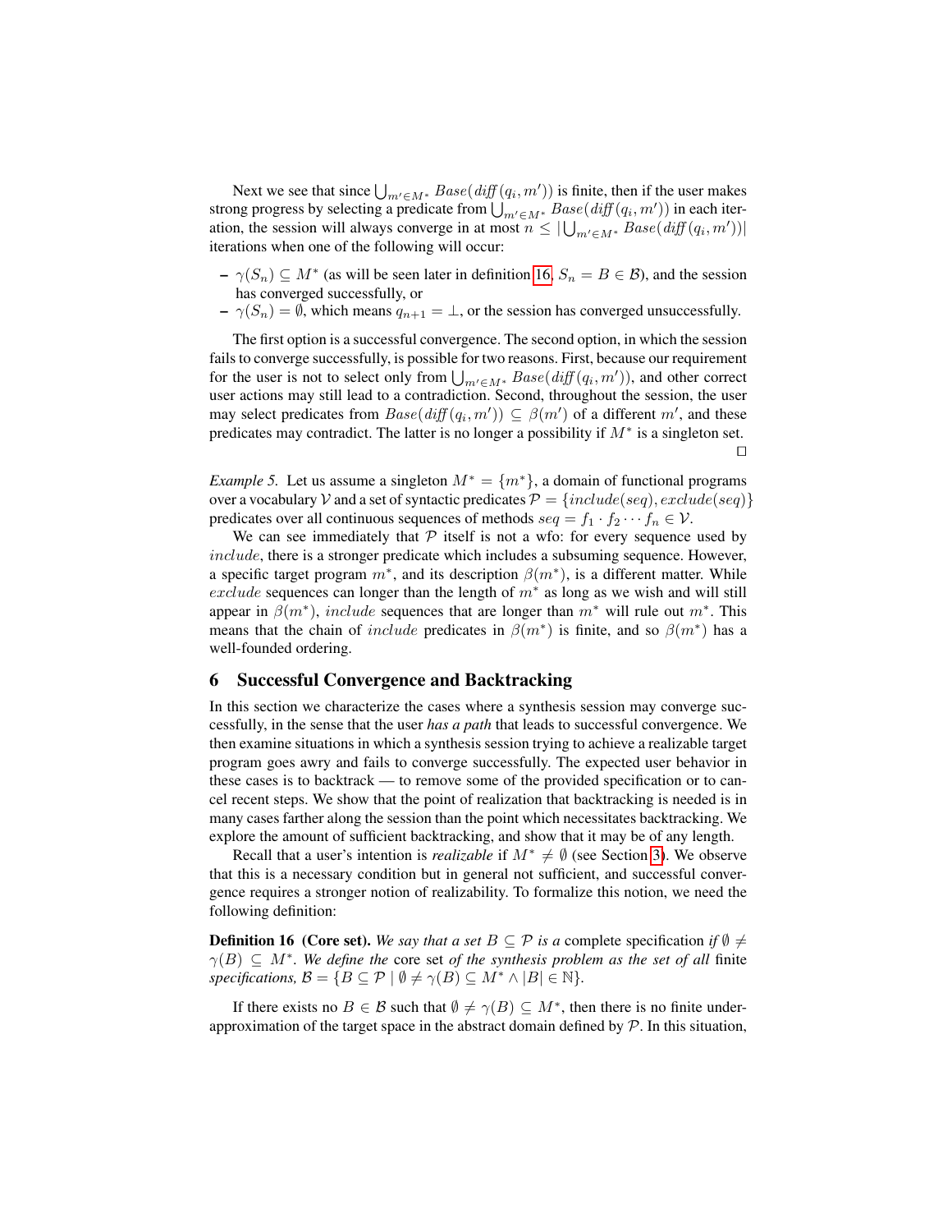Next we see that since $\bigcup_{m' \in M^*} Base(diff(q_i, m'))$ is finite, then if the user makes strong progress by selecting a predicate from $\bigcup_{m' \in M^*} Base(diff(q_i, m'))$ in each iteration, the session will always converge in at most $n \leq |\bigcup_{m' \in M^*} Base(diff(q_i, m'))|$ iterations when one of the following will occur:

- $\gamma(S_n) \subseteq M^*$ (as will be seen later in definition 16, $S_n = B \in \mathcal{B}$), and the session has converged successfully, or
- $\gamma(S_n) = \emptyset$, which means $q_{n+1} = \bot$, or the session has converged unsuccessfully.

The first option is a successful convergence. The second option, in which the session fails to converge successfully, is possible for two reasons. First, because our requirement for the user is not to select only from $\bigcup_{m' \in M^*} Base(diff(q_i, m'))$, and other correct user actions may still lead to a contradiction. Second, throughout the session, the user may select predicates from $Base(diff(q_i, m')) \subseteq \beta(m')$ of a different $m'$, and these predicates may contradict. The latter is no longer a possibility if $M^*$ is a singleton set. □

*Example 5.* Let us assume a singleton $M^* = \{m^*\}$, a domain of functional programs over a vocabulary $\mathcal{V}$ and a set of syntactic predicates $\mathcal{P} = \{include(seq), exclude(seq)\}$ predicates over all continuous sequences of methods $seq = f_1 \cdot f_2 \cdots f_n \in \mathcal{V}$.

We can see immediately that $\mathcal{P}$ itself is not a wfo: for every sequence used by $include$, there is a stronger predicate which includes a subsuming sequence. However, a specific target program $m^*$, and its description $\beta(m^*)$, is a different matter. While $exclude$ sequences can longer than the length of $m^*$ as long as we wish and will still appear in $\beta(m^*)$, $include$ sequences that are longer than $m^*$ will rule out $m^*$. This means that the chain of $include$ predicates in $\beta(m^*)$ is finite, and so $\beta(m^*)$ has a well-founded ordering.

## 6 Successful Convergence and Backtracking

In this section we characterize the cases where a synthesis session may converge successfully, in the sense that the user *has a path* that leads to successful convergence. We then examine situations in which a synthesis session trying to achieve a realizable target program goes awry and fails to converge successfully. The expected user behavior in these cases is to backtrack — to remove some of the provided specification or to cancel recent steps. We show that the point of realization that backtracking is needed is in many cases farther along the session than the point which necessitates backtracking. We explore the amount of sufficient backtracking, and show that it may be of any length.

Recall that a user's intention is *realizable* if $M^* \neq \emptyset$ (see Section 3). We observe that this is a necessary condition but in general not sufficient, and successful convergence requires a stronger notion of realizability. To formalize this notion, we need the following definition:

**Definition 16 (Core set).** *We say that a set $B \subseteq \mathcal{P}$ is a* complete specification *if $\emptyset \neq \gamma(B) \subseteq M^*$. We define the* core set *of the synthesis problem as the set of all* finite specifications, $\mathcal{B} = \{B \subseteq \mathcal{P} \mid \emptyset \neq \gamma(B) \subseteq M^* \wedge |B| \in \mathbb{N}\}$.

If there exists no $B \in \mathcal{B}$ such that $\emptyset \neq \gamma(B) \subseteq M^*$, then there is no finite underapproximation of the target space in the abstract domain defined by $\mathcal{P}$. In this situation,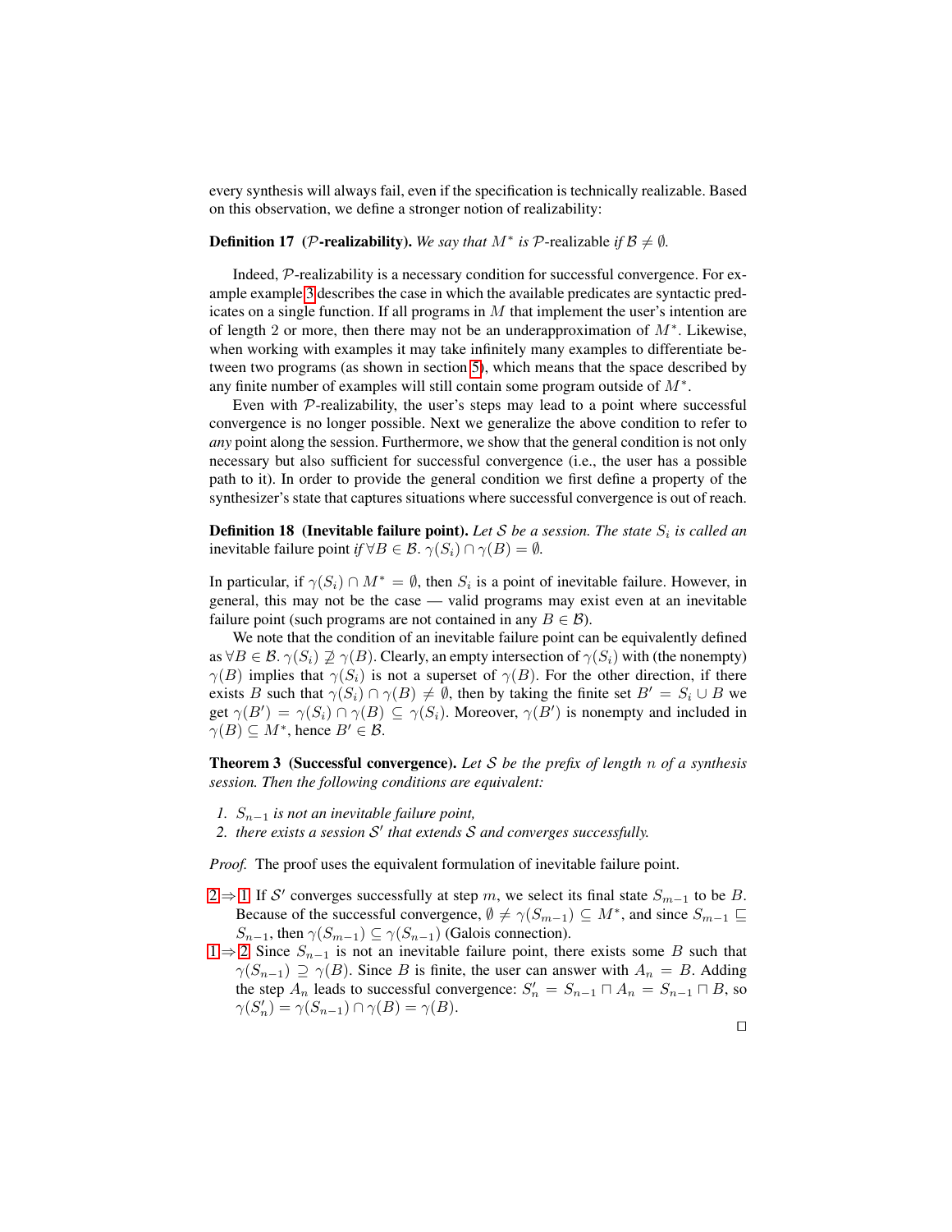every synthesis will always fail, even if the specification is technically realizable. Based on this observation, we define a stronger notion of realizability:

**Definition 17** **($\mathcal{P}$-realizability).** *We say that $M^*$ is $\mathcal{P}$-realizable if $\mathcal{B} \neq \emptyset$.*

Indeed, $\mathcal{P}$-realizability is a necessary condition for successful convergence. For example example 3 describes the case in which the available predicates are syntactic predicates on a single function. If all programs in $M$ that implement the user's intention are of length 2 or more, then there may not be an underapproximation of $M^*$. Likewise, when working with examples it may take infinitely many examples to differentiate between two programs (as shown in section 5), which means that the space described by any finite number of examples will still contain some program outside of $M^*$.

Even with $\mathcal{P}$-realizability, the user's steps may lead to a point where successful convergence is no longer possible. Next we generalize the above condition to refer to *any* point along the session. Furthermore, we show that the general condition is not only necessary but also sufficient for successful convergence (i.e., the user has a possible path to it). In order to provide the general condition we first define a property of the synthesizer's state that captures situations where successful convergence is out of reach.

**Definition 18** **(Inevitable failure point).** *Let $\mathcal{S}$ be a session. The state $S_i$ is called an* inevitable failure point *if $\forall B \in \mathcal{B}.\, \gamma(S_i) \cap \gamma(B) = \emptyset$.*

In particular, if $\gamma(S_i) \cap M^* = \emptyset$, then $S_i$ is a point of inevitable failure. However, in general, this may not be the case — valid programs may exist even at an inevitable failure point (such programs are not contained in any $B \in \mathcal{B}$).

We note that the condition of an inevitable failure point can be equivalently defined as $\forall B \in \mathcal{B}.\, \gamma(S_i) \not\supseteq \gamma(B)$. Clearly, an empty intersection of $\gamma(S_i)$ with (the nonempty) $\gamma(B)$ implies that $\gamma(S_i)$ is not a superset of $\gamma(B)$. For the other direction, if there exists $B$ such that $\gamma(S_i) \cap \gamma(B) \neq \emptyset$, then by taking the finite set $B' = S_i \cup B$ we get $\gamma(B') = \gamma(S_i) \cap \gamma(B) \subseteq \gamma(S_i)$. Moreover, $\gamma(B')$ is nonempty and included in $\gamma(B) \subseteq M^*$, hence $B' \in \mathcal{B}$.

**Theorem 3** **(Successful convergence).** *Let $\mathcal{S}$ be the prefix of length $n$ of a synthesis session. Then the following conditions are equivalent:*

1. *$S_{n-1}$ is not an inevitable failure point,*
2. *there exists a session $\mathcal{S}'$ that extends $\mathcal{S}$ and converges successfully.*

*Proof.* The proof uses the equivalent formulation of inevitable failure point.

- 2⇒1 If $\mathcal{S}'$ converges successfully at step $m$, we select its final state $S_{m-1}$ to be $B$. Because of the successful convergence, $\emptyset \neq \gamma(S_{m-1}) \subseteq M^*$, and since $S_{m-1} \sqsubseteq S_{n-1}$, then $\gamma(S_{m-1}) \subseteq \gamma(S_{n-1})$ (Galois connection).
- 1⇒2 Since $S_{n-1}$ is not an inevitable failure point, there exists some $B$ such that $\gamma(S_{n-1}) \supseteq \gamma(B)$. Since $B$ is finite, the user can answer with $A_n = B$. Adding the step $A_n$ leads to successful convergence: $S'_n = S_{n-1} \sqcap A_n = S_{n-1} \sqcap B$, so $\gamma(S'_n) = \gamma(S_{n-1}) \cap \gamma(B) = \gamma(B)$.

□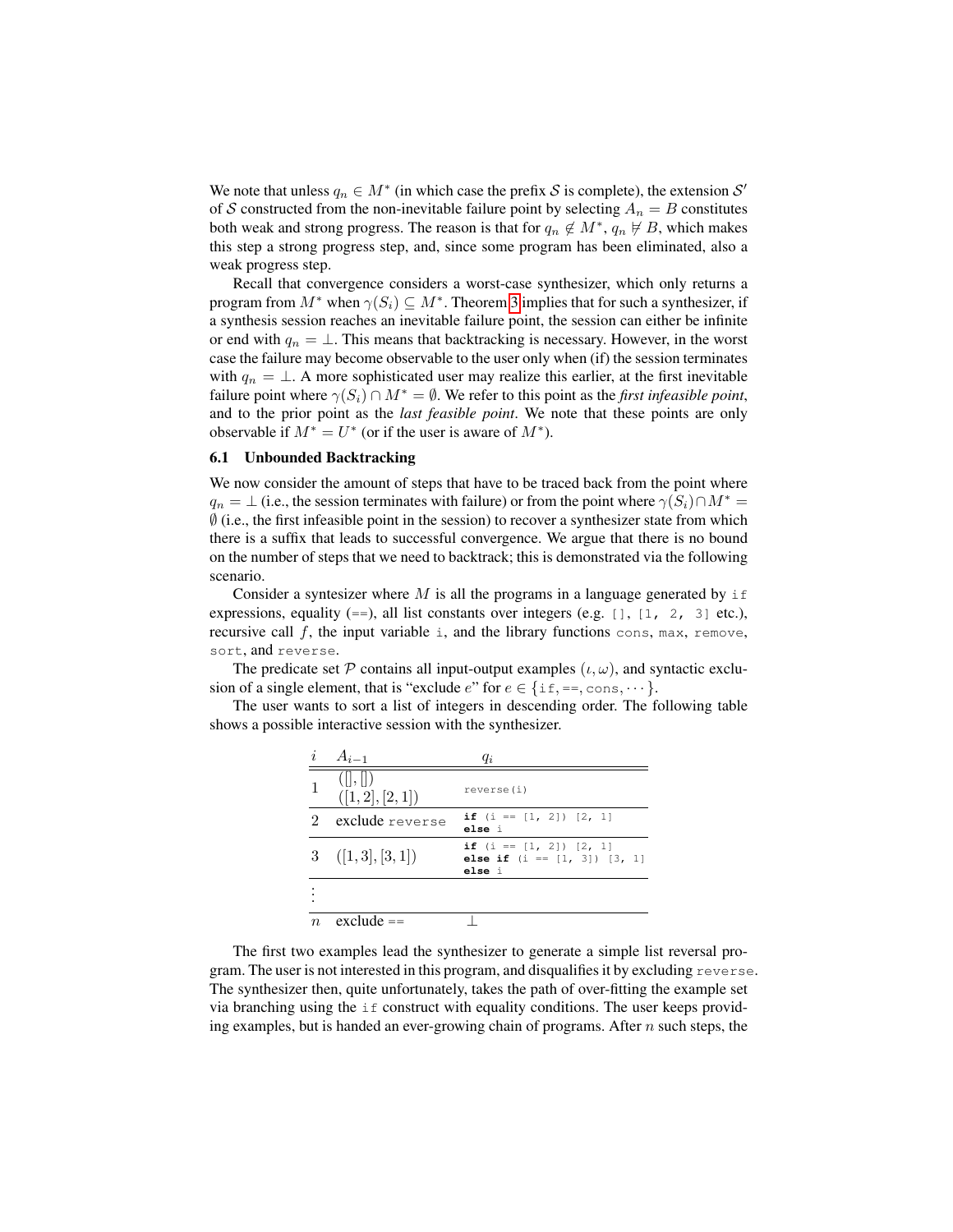We note that unless $q_n \in M^*$ (in which case the prefix $\mathcal{S}$ is complete), the extension $\mathcal{S}'$ of $\mathcal{S}$ constructed from the non-inevitable failure point by selecting $A_n = B$ constitutes both weak and strong progress. The reason is that for $q_n \notin M^*$, $q_n \not\models B$, which makes this step a strong progress step, and, since some program has been eliminated, also a weak progress step.

Recall that convergence considers a worst-case synthesizer, which only returns a program from $M^*$ when $\gamma(S_i) \subseteq M^*$. Theorem 3 implies that for such a synthesizer, if a synthesis session reaches an inevitable failure point, the session can either be infinite or end with $q_n = \bot$. This means that backtracking is necessary. However, in the worst case the failure may become observable to the user only when (if) the session terminates with $q_n = \bot$. A more sophisticated user may realize this earlier, at the first inevitable failure point where $\gamma(S_i) \cap M^* = \emptyset$. We refer to this point as the *first infeasible point*, and to the prior point as the *last feasible point*. We note that these points are only observable if $M^* = U^*$ (or if the user is aware of $M^*$).

### 6.1 Unbounded Backtracking

We now consider the amount of steps that have to be traced back from the point where $q_n = \bot$ (i.e., the session terminates with failure) or from the point where $\gamma(S_i) \cap M^* = \emptyset$ (i.e., the first infeasible point in the session) to recover a synthesizer state from which there is a suffix that leads to successful convergence. We argue that there is no bound on the number of steps that we need to backtrack; this is demonstrated via the following scenario.

Consider a syntesizer where $M$ is all the programs in a language generated by `if` expressions, equality (`==`), all list constants over integers (e.g. `[]`, `[1, 2, 3]` etc.), recursive call $f$, the input variable `i`, and the library functions `cons`, `max`, `remove`, `sort`, and `reverse`.

The predicate set $\mathcal{P}$ contains all input-output examples $(\iota, \omega)$, and syntactic exclusion of a single element, that is "exclude $e$" for $e \in \{$`if`, `==`, `cons`, $\cdots\}$.

The user wants to sort a list of integers in descending order. The following table shows a possible interactive session with the synthesizer.

| $i$ | $A_{i-1}$ | $q_i$ |
|---|---|---|
| 1 | $([], [])$ <br> $([1, 2], [2, 1])$ | `reverse(i)` |
| 2 | exclude `reverse` | `if (i == [1, 2]) [2, 1]` <br> `else i` |
| 3 | $([1, 3], [3, 1])$ | `if (i == [1, 2]) [2, 1]` <br> `else if (i == [1, 3]) [3, 1]` <br> `else i` |
| $\vdots$ | | |
| $n$ | exclude `==` | $\bot$ |

The first two examples lead the synthesizer to generate a simple list reversal program. The user is not interested in this program, and disqualifies it by excluding `reverse`. The synthesizer then, quite unfortunately, takes the path of over-fitting the example set via branching using the `if` construct with equality conditions. The user keeps providing examples, but is handed an ever-growing chain of programs. After $n$ such steps, the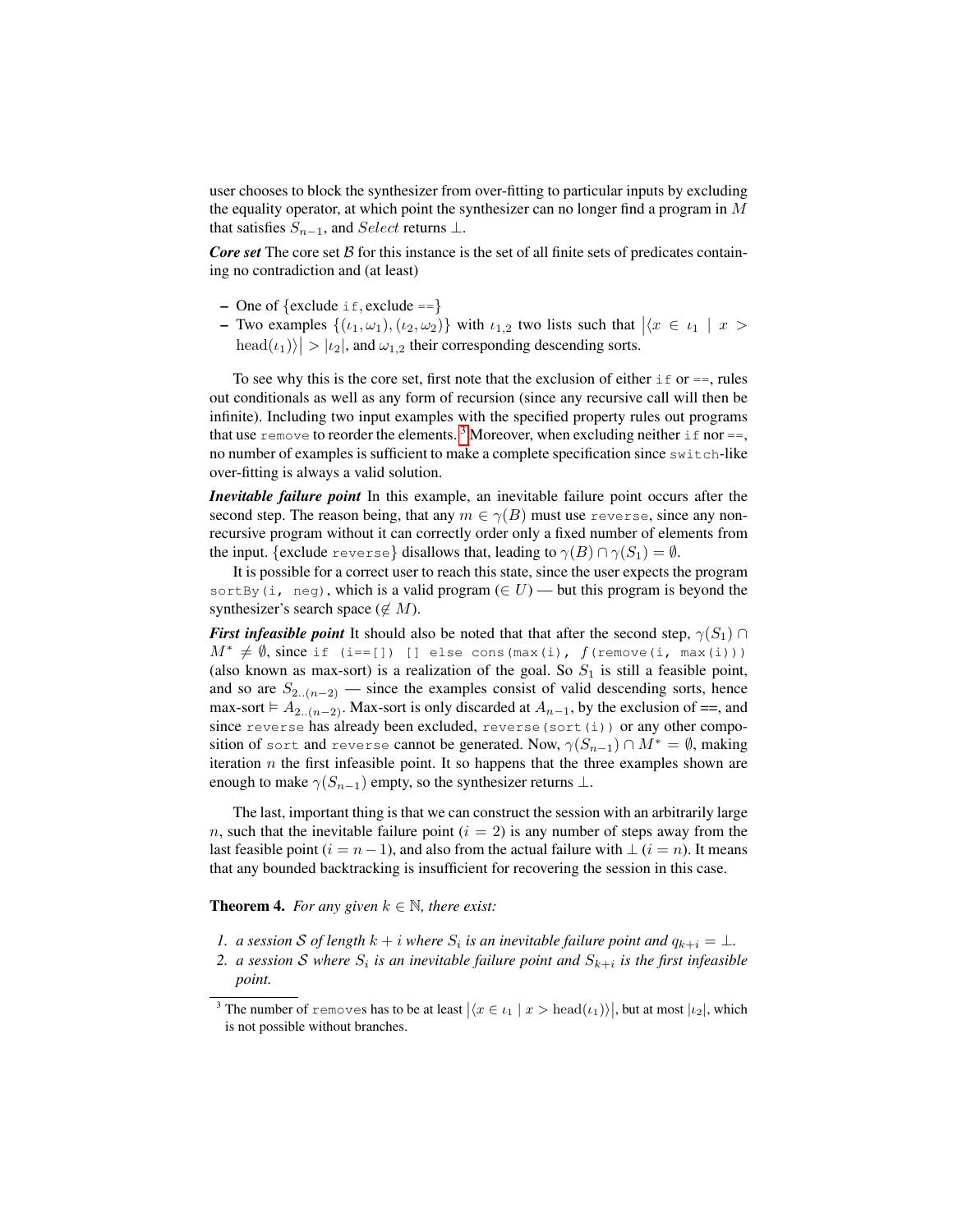user chooses to block the synthesizer from over-fitting to particular inputs by excluding the equality operator, at which point the synthesizer can no longer find a program in $M$ that satisfies $S_{n-1}$, and $Select$ returns $\bot$.

***Core set*** The core set $\mathcal{B}$ for this instance is the set of all finite sets of predicates containing no contradiction and (at least)

- One of {exclude `if`, exclude `==`}
- Two examples $\{(\iota_1, \omega_1), (\iota_2, \omega_2)\}$ with $\iota_{1,2}$ two lists such that $\left|\langle x \in \iota_1 \mid x > \text{head}(\iota_1)\rangle\right| > |\iota_2|$, and $\omega_{1,2}$ their corresponding descending sorts.

To see why this is the core set, first note that the exclusion of either `if` or `==`, rules out conditionals as well as any form of recursion (since any recursive call will then be infinite). Including two input examples with the specified property rules out programs that use `remove` to reorder the elements.[3] Moreover, when excluding neither `if` nor `==`, no number of examples is sufficient to make a complete specification since `switch`-like over-fitting is always a valid solution.

***Inevitable failure point*** In this example, an inevitable failure point occurs after the second step. The reason being, that any $m \in \gamma(B)$ must use `reverse`, since any non-recursive program without it can correctly order only a fixed number of elements from the input. {exclude `reverse`} disallows that, leading to $\gamma(B) \cap \gamma(S_1) = \emptyset$.

It is possible for a correct user to reach this state, since the user expects the program `sortBy(i, neg)`, which is a valid program ($\in U$) — but this program is beyond the synthesizer's search space ($\notin M$).

***First infeasible point*** It should also be noted that that after the second step, $\gamma(S_1) \cap M^* \neq \emptyset$, since `if (i==[]) [] else cons(max(i), f(remove(i, max(i)))` (also known as max-sort) is a realization of the goal. So $S_1$ is still a feasible point, and so are $S_{2..(n-2)}$ — since the examples consist of valid descending sorts, hence max-sort $\vDash A_{2..(n-2)}$. Max-sort is only discarded at $A_{n-1}$, by the exclusion of ==, and since `reverse` has already been excluded, `reverse(sort(i))` or any other composition of `sort` and `reverse` cannot be generated. Now, $\gamma(S_{n-1}) \cap M^* = \emptyset$, making iteration $n$ the first infeasible point. It so happens that the three examples shown are enough to make $\gamma(S_{n-1})$ empty, so the synthesizer returns $\bot$.

The last, important thing is that we can construct the session with an arbitrarily large $n$, such that the inevitable failure point ($i = 2$) is any number of steps away from the last feasible point ($i = n - 1$), and also from the actual failure with $\bot$ ($i = n$). It means that any bounded backtracking is insufficient for recovering the session in this case.

**Theorem 4.** *For any given $k \in \mathbb{N}$, there exist:*

1. *a session $\mathcal{S}$ of length $k + i$ where $S_i$ is an inevitable failure point and $q_{k+i} = \bot$.*
2. *a session $\mathcal{S}$ where $S_i$ is an inevitable failure point and $S_{k+i}$ is the first infeasible point.*

---

[3] The number of `remove`s has to be at least $\left|\langle x \in \iota_1 \mid x > \text{head}(\iota_1)\rangle\right|$, but at most $|\iota_2|$, which is not possible without branches.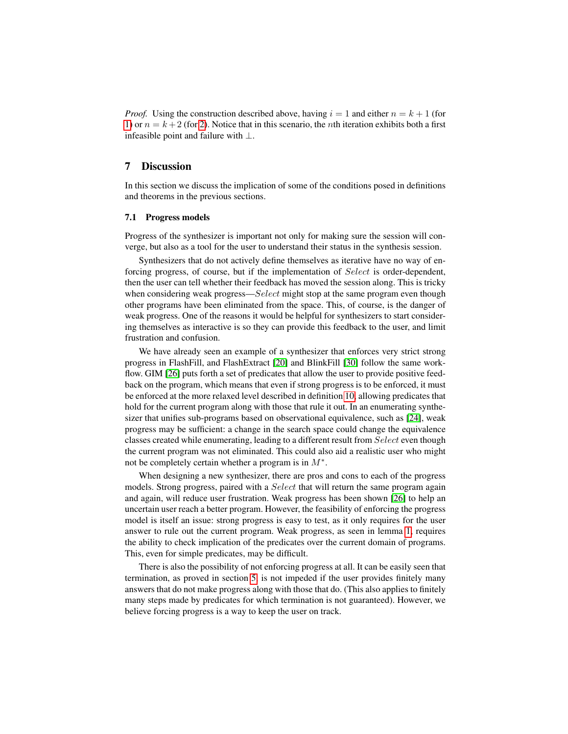*Proof.* Using the construction described above, having $i = 1$ and either $n = k + 1$ (for 1) or $n = k + 2$ (for 2). Notice that in this scenario, the $n$th iteration exhibits both a first infeasible point and failure with $\bot$.

## 7 Discussion

In this section we discuss the implication of some of the conditions posed in definitions and theorems in the previous sections.

### 7.1 Progress models

Progress of the synthesizer is important not only for making sure the session will converge, but also as a tool for the user to understand their status in the synthesis session.

Synthesizers that do not actively define themselves as iterative have no way of enforcing progress, of course, but if the implementation of $Select$ is order-dependent, then the user can tell whether their feedback has moved the session along. This is tricky when considering weak progress—$Select$ might stop at the same program even though other programs have been eliminated from the space. This, of course, is the danger of weak progress. One of the reasons it would be helpful for synthesizers to start considering themselves as interactive is so they can provide this feedback to the user, and limit frustration and confusion.

We have already seen an example of a synthesizer that enforces very strict strong progress in FlashFill, and FlashExtract [20] and BlinkFill [30] follow the same workflow. GIM [26] puts forth a set of predicates that allow the user to provide positive feedback on the program, which means that even if strong progress is to be enforced, it must be enforced at the more relaxed level described in definition 10, allowing predicates that hold for the current program along with those that rule it out. In an enumerating synthesizer that unifies sub-programs based on observational equivalence, such as [24], weak progress may be sufficient: a change in the search space could change the equivalence classes created while enumerating, leading to a different result from $Select$ even though the current program was not eliminated. This could also aid a realistic user who might not be completely certain whether a program is in $M^*$.

When designing a new synthesizer, there are pros and cons to each of the progress models. Strong progress, paired with a $Select$ that will return the same program again and again, will reduce user frustration. Weak progress has been shown [26] to help an uncertain user reach a better program. However, the feasibility of enforcing the progress model is itself an issue: strong progress is easy to test, as it only requires for the user answer to rule out the current program. Weak progress, as seen in lemma 1, requires the ability to check implication of the predicates over the current domain of programs. This, even for simple predicates, may be difficult.

There is also the possibility of not enforcing progress at all. It can be easily seen that termination, as proved in section 5, is not impeded if the user provides finitely many answers that do not make progress along with those that do. (This also applies to finitely many steps made by predicates for which termination is not guaranteed). However, we believe forcing progress is a way to keep the user on track.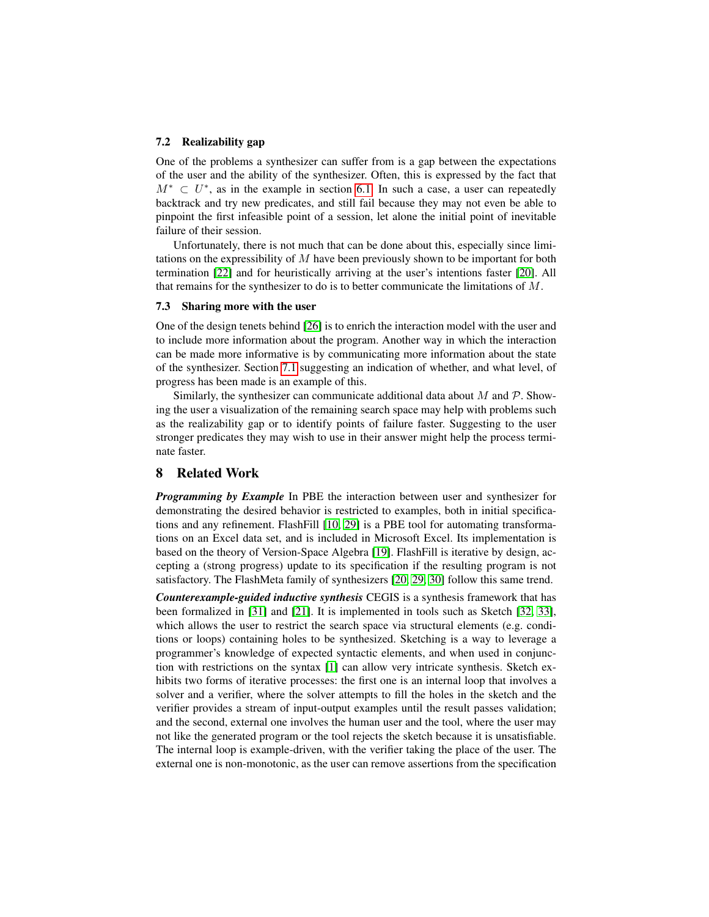### 7.2 Realizability gap

One of the problems a synthesizer can suffer from is a gap between the expectations of the user and the ability of the synthesizer. Often, this is expressed by the fact that $M^* \subset U^*$, as in the example in section 6.1. In such a case, a user can repeatedly backtrack and try new predicates, and still fail because they may not even be able to pinpoint the first infeasible point of a session, let alone the initial point of inevitable failure of their session.

Unfortunately, there is not much that can be done about this, especially since limitations on the expressibility of $M$ have been previously shown to be important for both termination [22] and for heuristically arriving at the user's intentions faster [20]. All that remains for the synthesizer to do is to better communicate the limitations of $M$.

### 7.3 Sharing more with the user

One of the design tenets behind [26] is to enrich the interaction model with the user and to include more information about the program. Another way in which the interaction can be made more informative is by communicating more information about the state of the synthesizer. Section 7.1 suggesting an indication of whether, and what level, of progress has been made is an example of this.

Similarly, the synthesizer can communicate additional data about $M$ and $\mathcal{P}$. Showing the user a visualization of the remaining search space may help with problems such as the realizability gap or to identify points of failure faster. Suggesting to the user stronger predicates they may wish to use in their answer might help the process terminate faster.

## 8 Related Work

***Programming by Example*** In PBE the interaction between user and synthesizer for demonstrating the desired behavior is restricted to examples, both in initial specifications and any refinement. FlashFill [10, 29] is a PBE tool for automating transformations on an Excel data set, and is included in Microsoft Excel. Its implementation is based on the theory of Version-Space Algebra [19]. FlashFill is iterative by design, accepting a (strong progress) update to its specification if the resulting program is not satisfactory. The FlashMeta family of synthesizers [20, 29, 30] follow this same trend.

***Counterexample-guided inductive synthesis*** CEGIS is a synthesis framework that has been formalized in [31] and [21]. It is implemented in tools such as Sketch [32, 33], which allows the user to restrict the search space via structural elements (e.g. conditions or loops) containing holes to be synthesized. Sketching is a way to leverage a programmer's knowledge of expected syntactic elements, and when used in conjunction with restrictions on the syntax [1] can allow very intricate synthesis. Sketch exhibits two forms of iterative processes: the first one is an internal loop that involves a solver and a verifier, where the solver attempts to fill the holes in the sketch and the verifier provides a stream of input-output examples until the result passes validation; and the second, external one involves the human user and the tool, where the user may not like the generated program or the tool rejects the sketch because it is unsatisfiable. The internal loop is example-driven, with the verifier taking the place of the user. The external one is non-monotonic, as the user can remove assertions from the specification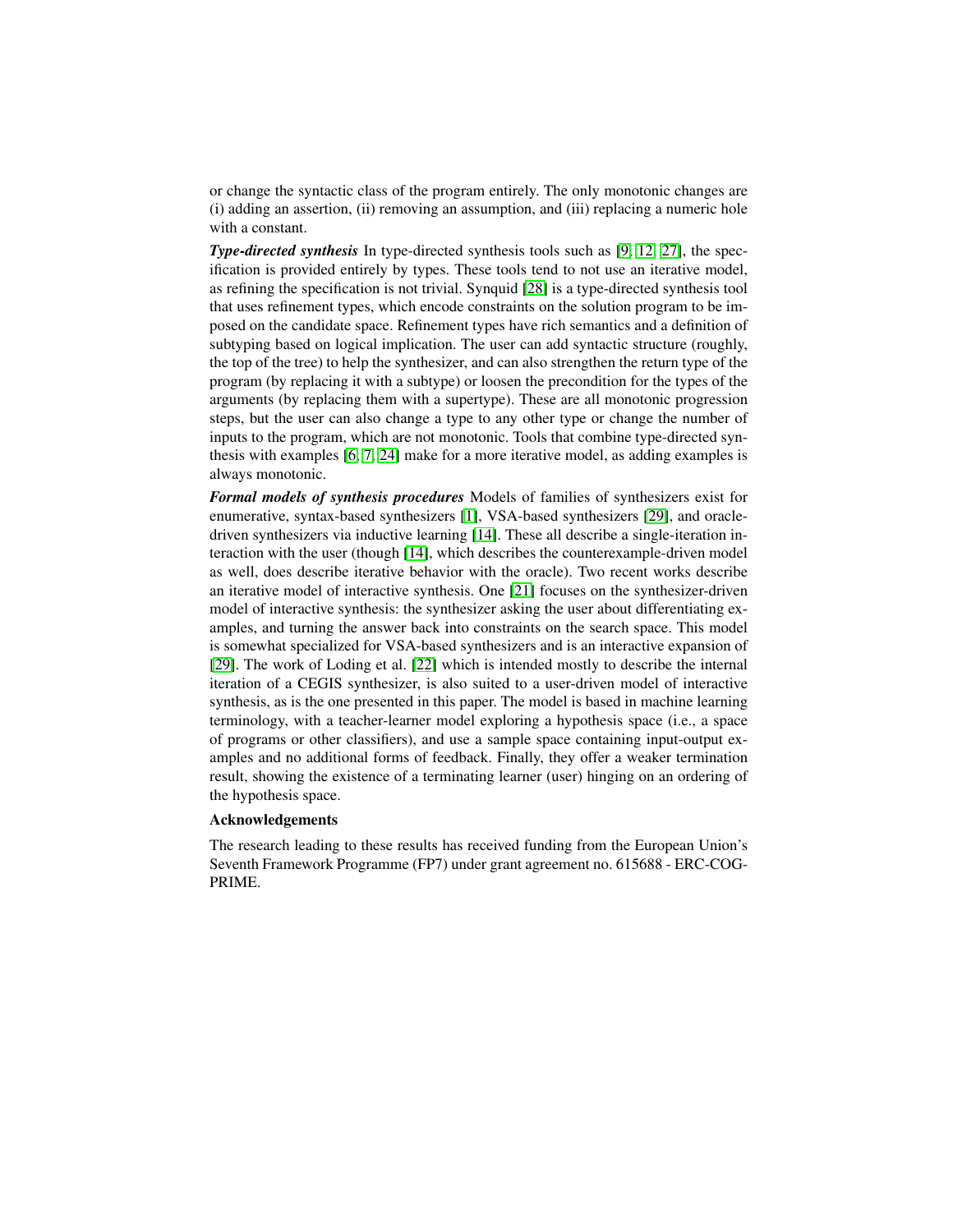or change the syntactic class of the program entirely. The only monotonic changes are (i) adding an assertion, (ii) removing an assumption, and (iii) replacing a numeric hole with a constant.

***Type-directed synthesis*** In type-directed synthesis tools such as [9, 12, 27], the specification is provided entirely by types. These tools tend to not use an iterative model, as refining the specification is not trivial. Synquid [28] is a type-directed synthesis tool that uses refinement types, which encode constraints on the solution program to be imposed on the candidate space. Refinement types have rich semantics and a definition of subtyping based on logical implication. The user can add syntactic structure (roughly, the top of the tree) to help the synthesizer, and can also strengthen the return type of the program (by replacing it with a subtype) or loosen the precondition for the types of the arguments (by replacing them with a supertype). These are all monotonic progression steps, but the user can also change a type to any other type or change the number of inputs to the program, which are not monotonic. Tools that combine type-directed synthesis with examples [6, 7, 24] make for a more iterative model, as adding examples is always monotonic.

***Formal models of synthesis procedures*** Models of families of synthesizers exist for enumerative, syntax-based synthesizers [1], VSA-based synthesizers [29], and oracle-driven synthesizers via inductive learning [14]. These all describe a single-iteration interaction with the user (though [14], which describes the counterexample-driven model as well, does describe iterative behavior with the oracle). Two recent works describe an iterative model of interactive synthesis. One [21] focuses on the synthesizer-driven model of interactive synthesis: the synthesizer asking the user about differentiating examples, and turning the answer back into constraints on the search space. This model is somewhat specialized for VSA-based synthesizers and is an interactive expansion of [29]. The work of Loding et al. [22] which is intended mostly to describe the internal iteration of a CEGIS synthesizer, is also suited to a user-driven model of interactive synthesis, as is the one presented in this paper. The model is based in machine learning terminology, with a teacher-learner model exploring a hypothesis space (i.e., a space of programs or other classifiers), and use a sample space containing input-output examples and no additional forms of feedback. Finally, they offer a weaker termination result, showing the existence of a terminating learner (user) hinging on an ordering of the hypothesis space.

**Acknowledgements**

The research leading to these results has received funding from the European Union's Seventh Framework Programme (FP7) under grant agreement no. 615688 - ERC-COG-PRIME.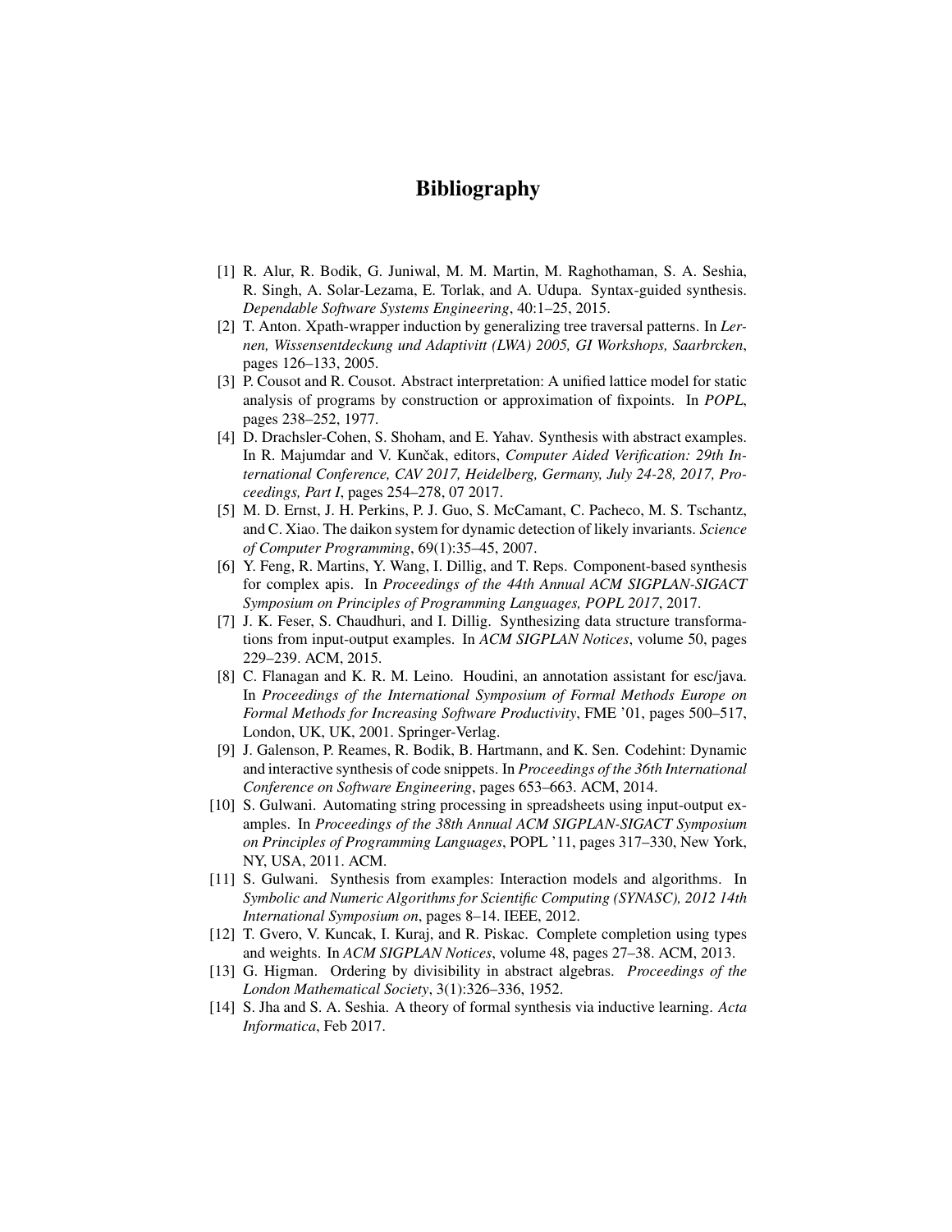# Bibliography

[1] R. Alur, R. Bodik, G. Juniwal, M. M. Martin, M. Raghothaman, S. A. Seshia, R. Singh, A. Solar-Lezama, E. Torlak, and A. Udupa. Syntax-guided synthesis. *Dependable Software Systems Engineering*, 40:1–25, 2015.

[2] T. Anton. Xpath-wrapper induction by generalizing tree traversal patterns. In *Lernen, Wissensentdeckung und Adaptivitt (LWA) 2005, GI Workshops, Saarbrcken*, pages 126–133, 2005.

[3] P. Cousot and R. Cousot. Abstract interpretation: A unified lattice model for static analysis of programs by construction or approximation of fixpoints. In *POPL*, pages 238–252, 1977.

[4] D. Drachsler-Cohen, S. Shoham, and E. Yahav. Synthesis with abstract examples. In R. Majumdar and V. Kunčak, editors, *Computer Aided Verification: 29th International Conference, CAV 2017, Heidelberg, Germany, July 24-28, 2017, Proceedings, Part I*, pages 254–278, 07 2017.

[5] M. D. Ernst, J. H. Perkins, P. J. Guo, S. McCamant, C. Pacheco, M. S. Tschantz, and C. Xiao. The daikon system for dynamic detection of likely invariants. *Science of Computer Programming*, 69(1):35–45, 2007.

[6] Y. Feng, R. Martins, Y. Wang, I. Dillig, and T. Reps. Component-based synthesis for complex apis. In *Proceedings of the 44th Annual ACM SIGPLAN-SIGACT Symposium on Principles of Programming Languages, POPL 2017*, 2017.

[7] J. K. Feser, S. Chaudhuri, and I. Dillig. Synthesizing data structure transformations from input-output examples. In *ACM SIGPLAN Notices*, volume 50, pages 229–239. ACM, 2015.

[8] C. Flanagan and K. R. M. Leino. Houdini, an annotation assistant for esc/java. In *Proceedings of the International Symposium of Formal Methods Europe on Formal Methods for Increasing Software Productivity*, FME '01, pages 500–517, London, UK, UK, 2001. Springer-Verlag.

[9] J. Galenson, P. Reames, R. Bodik, B. Hartmann, and K. Sen. Codehint: Dynamic and interactive synthesis of code snippets. In *Proceedings of the 36th International Conference on Software Engineering*, pages 653–663. ACM, 2014.

[10] S. Gulwani. Automating string processing in spreadsheets using input-output examples. In *Proceedings of the 38th Annual ACM SIGPLAN-SIGACT Symposium on Principles of Programming Languages*, POPL '11, pages 317–330, New York, NY, USA, 2011. ACM.

[11] S. Gulwani. Synthesis from examples: Interaction models and algorithms. In *Symbolic and Numeric Algorithms for Scientific Computing (SYNASC), 2012 14th International Symposium on*, pages 8–14. IEEE, 2012.

[12] T. Gvero, V. Kuncak, I. Kuraj, and R. Piskac. Complete completion using types and weights. In *ACM SIGPLAN Notices*, volume 48, pages 27–38. ACM, 2013.

[13] G. Higman. Ordering by divisibility in abstract algebras. *Proceedings of the London Mathematical Society*, 3(1):326–336, 1952.

[14] S. Jha and S. A. Seshia. A theory of formal synthesis via inductive learning. *Acta Informatica*, Feb 2017.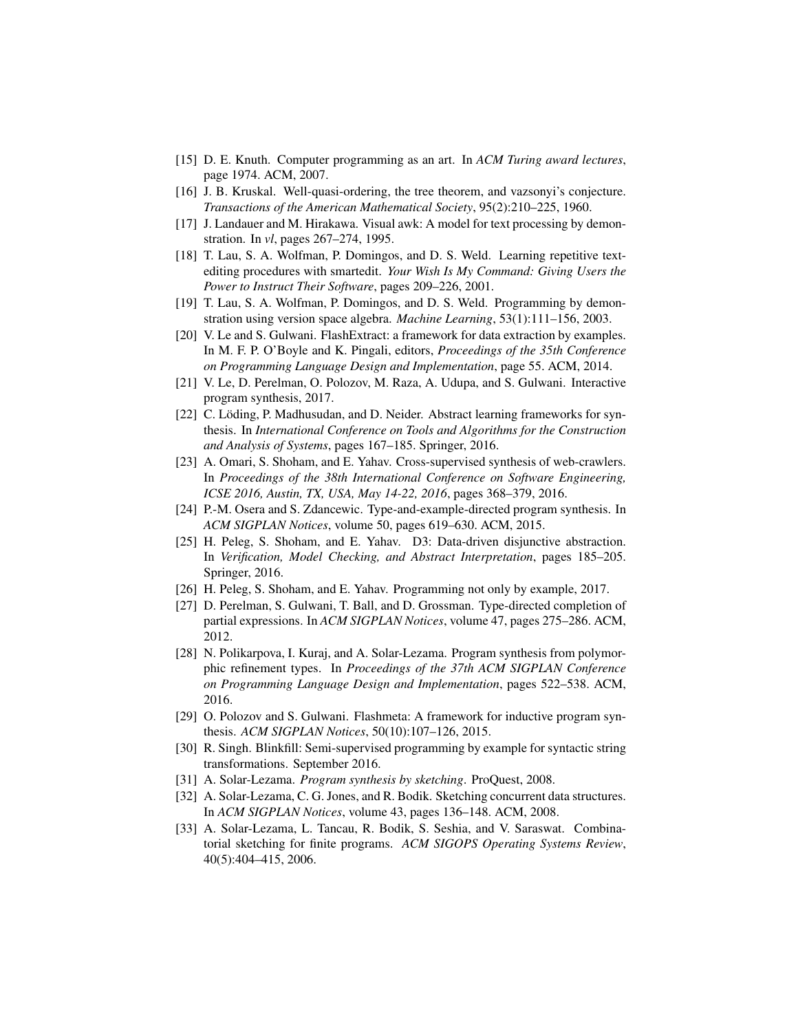[15] D. E. Knuth. Computer programming as an art. In *ACM Turing award lectures*, page 1974. ACM, 2007.

[16] J. B. Kruskal. Well-quasi-ordering, the tree theorem, and vazsonyi's conjecture. *Transactions of the American Mathematical Society*, 95(2):210–225, 1960.

[17] J. Landauer and M. Hirakawa. Visual awk: A model for text processing by demonstration. In *vl*, pages 267–274, 1995.

[18] T. Lau, S. A. Wolfman, P. Domingos, and D. S. Weld. Learning repetitive text-editing procedures with smartedit. *Your Wish Is My Command: Giving Users the Power to Instruct Their Software*, pages 209–226, 2001.

[19] T. Lau, S. A. Wolfman, P. Domingos, and D. S. Weld. Programming by demonstration using version space algebra. *Machine Learning*, 53(1):111–156, 2003.

[20] V. Le and S. Gulwani. FlashExtract: a framework for data extraction by examples. In M. F. P. O'Boyle and K. Pingali, editors, *Proceedings of the 35th Conference on Programming Language Design and Implementation*, page 55. ACM, 2014.

[21] V. Le, D. Perelman, O. Polozov, M. Raza, A. Udupa, and S. Gulwani. Interactive program synthesis, 2017.

[22] C. Löding, P. Madhusudan, and D. Neider. Abstract learning frameworks for synthesis. In *International Conference on Tools and Algorithms for the Construction and Analysis of Systems*, pages 167–185. Springer, 2016.

[23] A. Omari, S. Shoham, and E. Yahav. Cross-supervised synthesis of web-crawlers. In *Proceedings of the 38th International Conference on Software Engineering, ICSE 2016, Austin, TX, USA, May 14-22, 2016*, pages 368–379, 2016.

[24] P.-M. Osera and S. Zdancewic. Type-and-example-directed program synthesis. In *ACM SIGPLAN Notices*, volume 50, pages 619–630. ACM, 2015.

[25] H. Peleg, S. Shoham, and E. Yahav. D3: Data-driven disjunctive abstraction. In *Verification, Model Checking, and Abstract Interpretation*, pages 185–205. Springer, 2016.

[26] H. Peleg, S. Shoham, and E. Yahav. Programming not only by example, 2017.

[27] D. Perelman, S. Gulwani, T. Ball, and D. Grossman. Type-directed completion of partial expressions. In *ACM SIGPLAN Notices*, volume 47, pages 275–286. ACM, 2012.

[28] N. Polikarpova, I. Kuraj, and A. Solar-Lezama. Program synthesis from polymorphic refinement types. In *Proceedings of the 37th ACM SIGPLAN Conference on Programming Language Design and Implementation*, pages 522–538. ACM, 2016.

[29] O. Polozov and S. Gulwani. Flashmeta: A framework for inductive program synthesis. *ACM SIGPLAN Notices*, 50(10):107–126, 2015.

[30] R. Singh. Blinkfill: Semi-supervised programming by example for syntactic string transformations. September 2016.

[31] A. Solar-Lezama. *Program synthesis by sketching*. ProQuest, 2008.

[32] A. Solar-Lezama, C. G. Jones, and R. Bodik. Sketching concurrent data structures. In *ACM SIGPLAN Notices*, volume 43, pages 136–148. ACM, 2008.

[33] A. Solar-Lezama, L. Tancau, R. Bodik, S. Seshia, and V. Saraswat. Combinatorial sketching for finite programs. *ACM SIGOPS Operating Systems Review*, 40(5):404–415, 2006.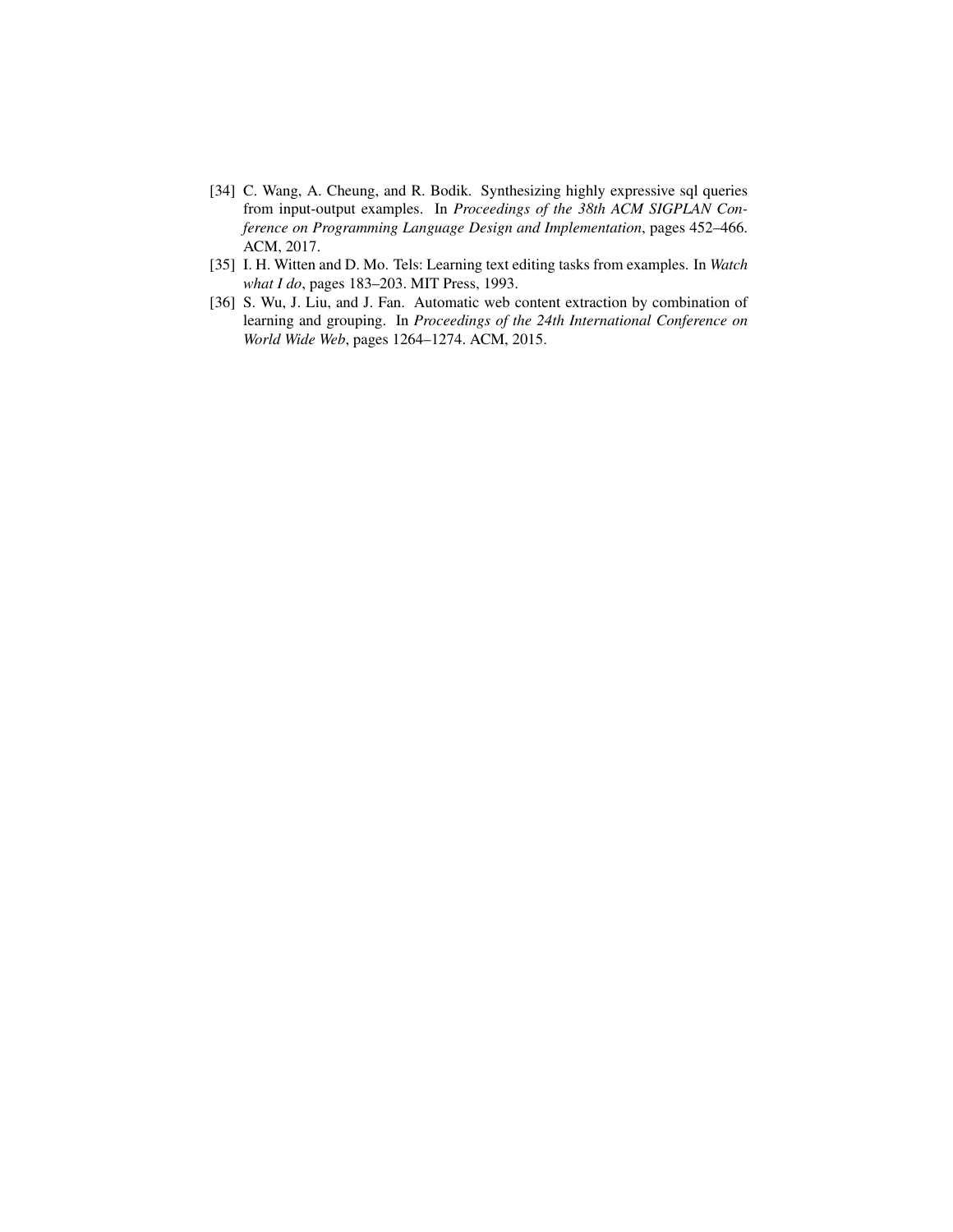[34] C. Wang, A. Cheung, and R. Bodik. Synthesizing highly expressive sql queries from input-output examples. In *Proceedings of the 38th ACM SIGPLAN Conference on Programming Language Design and Implementation*, pages 452–466. ACM, 2017.

[35] I. H. Witten and D. Mo. Tels: Learning text editing tasks from examples. In *Watch what I do*, pages 183–203. MIT Press, 1993.

[36] S. Wu, J. Liu, and J. Fan. Automatic web content extraction by combination of learning and grouping. In *Proceedings of the 24th International Conference on World Wide Web*, pages 1264–1274. ACM, 2015.